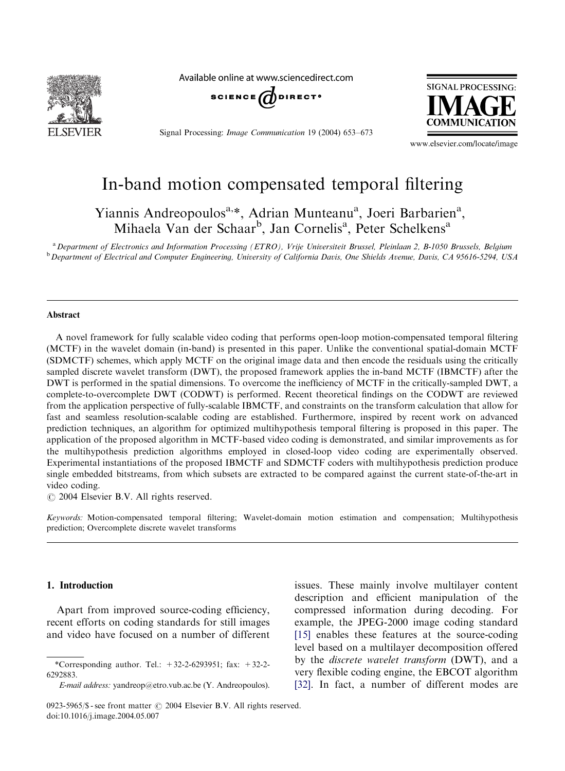# In-band motion compensated temporal filtering

Yiannis Andreopoulos[a,*], Adrian Munteanu[a], Joeri Barbarien[a], Mihaela Van der Schaar[b], Jan Cornelis[a], Peter Schelkens[a]

[a] *Department of Electronics and Information Processing (ETRO), Vrije Universiteit Brussel, Pleinlaan 2, B-1050 Brussels, Belgium*

[b] *Department of Electrical and Computer Engineering, University of California Davis, One Shields Avenue, Davis, CA 95616-5294, USA*

## Abstract

A novel framework for fully scalable video coding that performs open-loop motion-compensated temporal filtering (MCTF) in the wavelet domain (in-band) is presented in this paper. Unlike the conventional spatial-domain MCTF (SDMCTF) schemes, which apply MCTF on the original image data and then encode the residuals using the critically sampled discrete wavelet transform (DWT), the proposed framework applies the in-band MCTF (IBMCTF) after the DWT is performed in the spatial dimensions. To overcome the inefficiency of MCTF in the critically-sampled DWT, a complete-to-overcomplete DWT (CODWT) is performed. Recent theoretical findings on the CODWT are reviewed from the application perspective of fully-scalable IBMCTF, and constraints on the transform calculation that allow for fast and seamless resolution-scalable coding are established. Furthermore, inspired by recent work on advanced prediction techniques, an algorithm for optimized multihypothesis temporal filtering is proposed in this paper. The application of the proposed algorithm in MCTF-based video coding is demonstrated, and similar improvements as for the multihypothesis prediction algorithms employed in closed-loop video coding are experimentally observed. Experimental instantiations of the proposed IBMCTF and SDMCTF coders with multihypothesis prediction produce single embedded bitstreams, from which subsets are extracted to be compared against the current state-of-the-art in video coding.

© 2004 Elsevier B.V. All rights reserved.

*Keywords:* Motion-compensated temporal filtering; Wavelet-domain motion estimation and compensation; Multihypothesis prediction; Overcomplete discrete wavelet transforms

## 1. Introduction

Apart from improved source-coding efficiency, recent efforts on coding standards for still images and video have focused on a number of different issues. These mainly involve multilayer content description and efficient manipulation of the compressed information during decoding. For example, the JPEG-2000 image coding standard [15] enables these features at the source-coding level based on a multilayer decomposition offered by the *discrete wavelet transform* (DWT), and a very flexible coding engine, the EBCOT algorithm [32]. In fact, a number of different modes are

*Corresponding author. Tel.: +32-2-6293951; fax: +32-2-6292883.

*E-mail address:* yandreop@etro.vub.ac.be (Y. Andreopoulos).

0923-5965/$ - see front matter © 2004 Elsevier B.V. All rights reserved.
doi:10.1016/j.image.2004.05.007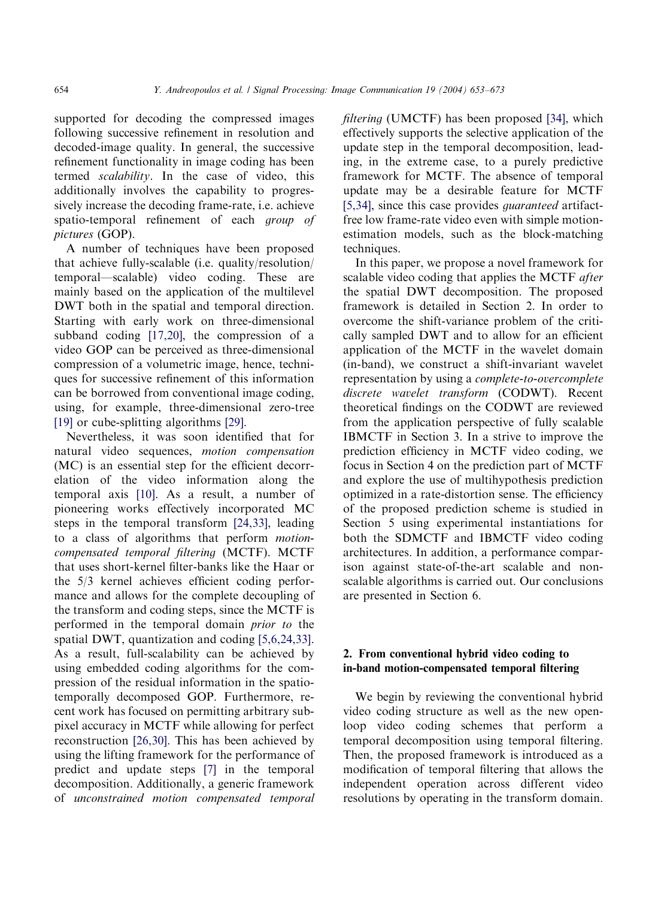supported for decoding the compressed images following successive refinement in resolution and decoded-image quality. In general, the successive refinement functionality in image coding has been termed *scalability*. In the case of video, this additionally involves the capability to progressively increase the decoding frame-rate, i.e. achieve spatio-temporal refinement of each *group of pictures* (GOP).

A number of techniques have been proposed that achieve fully-scalable (i.e. quality/resolution/temporal—scalable) video coding. These are mainly based on the application of the multilevel DWT both in the spatial and temporal direction. Starting with early work on three-dimensional subband coding [17,20], the compression of a video GOP can be perceived as three-dimensional compression of a volumetric image, hence, techniques for successive refinement of this information can be borrowed from conventional image coding, using, for example, three-dimensional zero-tree [19] or cube-splitting algorithms [29].

Nevertheless, it was soon identified that for natural video sequences, *motion compensation* (MC) is an essential step for the efficient decorrelation of the video information along the temporal axis [10]. As a result, a number of pioneering works effectively incorporated MC steps in the temporal transform [24,33], leading to a class of algorithms that perform *motion-compensated temporal filtering* (MCTF). MCTF that uses short-kernel filter-banks like the Haar or the 5/3 kernel achieves efficient coding performance and allows for the complete decoupling of the transform and coding steps, since the MCTF is performed in the temporal domain *prior to* the spatial DWT, quantization and coding [5,6,24,33]. As a result, full-scalability can be achieved by using embedded coding algorithms for the compression of the residual information in the spatio-temporally decomposed GOP. Furthermore, recent work has focused on permitting arbitrary sub-pixel accuracy in MCTF while allowing for perfect reconstruction [26,30]. This has been achieved by using the lifting framework for the performance of predict and update steps [7] in the temporal decomposition. Additionally, a generic framework of *unconstrained motion compensated temporal filtering* (UMCTF) has been proposed [34], which effectively supports the selective application of the update step in the temporal decomposition, leading, in the extreme case, to a purely predictive framework for MCTF. The absence of temporal update may be a desirable feature for MCTF [5,34], since this case provides *guaranteed* artifact-free low frame-rate video even with simple motion-estimation models, such as the block-matching techniques.

In this paper, we propose a novel framework for scalable video coding that applies the MCTF *after* the spatial DWT decomposition. The proposed framework is detailed in Section 2. In order to overcome the shift-variance problem of the critically sampled DWT and to allow for an efficient application of the MCTF in the wavelet domain (in-band), we construct a shift-invariant wavelet representation by using a *complete-to-overcomplete discrete wavelet transform* (CODWT). Recent theoretical findings on the CODWT are reviewed from the application perspective of fully scalable IBMCTF in Section 3. In a strive to improve the prediction efficiency in MCTF video coding, we focus in Section 4 on the prediction part of MCTF and explore the use of multihypothesis prediction optimized in a rate-distortion sense. The efficiency of the proposed prediction scheme is studied in Section 5 using experimental instantiations for both the SDMCTF and IBMCTF video coding architectures. In addition, a performance comparison against state-of-the-art scalable and non-scalable algorithms is carried out. Our conclusions are presented in Section 6.

## 2. From conventional hybrid video coding to in-band motion-compensated temporal filtering

We begin by reviewing the conventional hybrid video coding structure as well as the new open-loop video coding schemes that perform a temporal decomposition using temporal filtering. Then, the proposed framework is introduced as a modification of temporal filtering that allows the independent operation across different video resolutions by operating in the transform domain.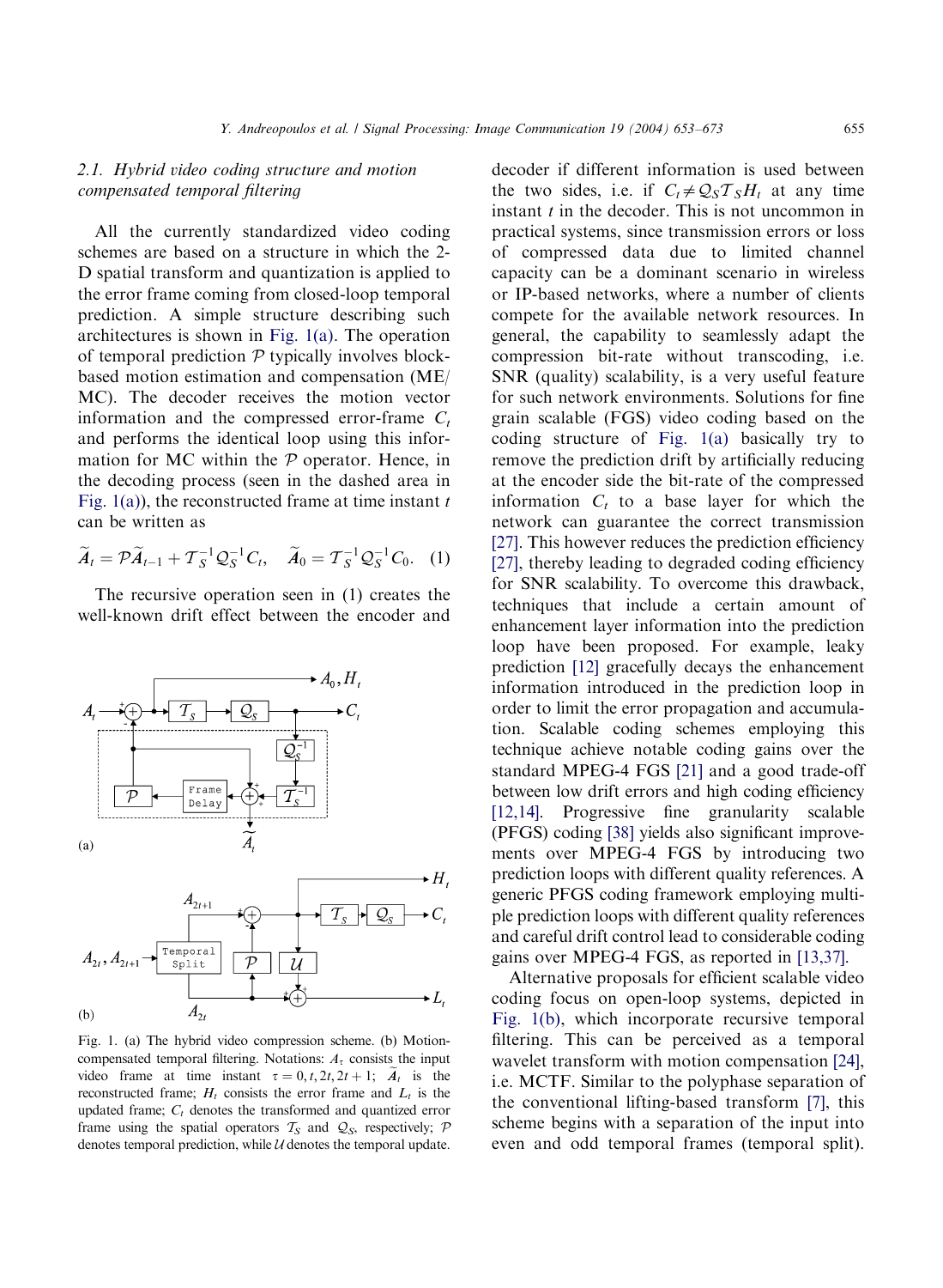### 2.1. Hybrid video coding structure and motion compensated temporal filtering

All the currently standardized video coding schemes are based on a structure in which the 2-D spatial transform and quantization is applied to the error frame coming from closed-loop temporal prediction. A simple structure describing such architectures is shown in Fig. 1(a). The operation of temporal prediction $\mathcal{P}$ typically involves block-based motion estimation and compensation (ME/MC). The decoder receives the motion vector information and the compressed error-frame $C_t$ and performs the identical loop using this information for MC within the $\mathcal{P}$ operator. Hence, in the decoding process (seen in the dashed area in Fig. 1(a)), the reconstructed frame at time instant $t$ can be written as

$$\widetilde{A}_t = \mathcal{P}\widetilde{A}_{t-1} + \mathcal{T}_S^{-1}\mathcal{Q}_S^{-1}C_t, \quad \widetilde{A}_0 = \mathcal{T}_S^{-1}\mathcal{Q}_S^{-1}C_0. \quad (1)$$

The recursive operation seen in (1) creates the well-known drift effect between the encoder and decoder if different information is used between the two sides, i.e. if $C_t \neq \mathcal{Q}_S\mathcal{T}_S H_t$ at any time instant $t$ in the decoder. This is not uncommon in practical systems, since transmission errors or loss of compressed data due to limited channel capacity can be a dominant scenario in wireless or IP-based networks, where a number of clients compete for the available network resources. In general, the capability to seamlessly adapt the compression bit-rate without transcoding, i.e. SNR (quality) scalability, is a very useful feature for such network environments. Solutions for fine grain scalable (FGS) video coding based on the coding structure of Fig. 1(a) basically try to remove the prediction drift by artificially reducing at the encoder side the bit-rate of the compressed information $C_t$ to a base layer for which the network can guarantee the correct transmission [27]. This however reduces the prediction efficiency [27], thereby leading to degraded coding efficiency for SNR scalability. To overcome this drawback, techniques that include a certain amount of enhancement layer information into the prediction loop have been proposed. For example, leaky prediction [12] gracefully decays the enhancement information introduced in the prediction loop in order to limit the error propagation and accumulation. Scalable coding schemes employing this technique achieve notable coding gains over the standard MPEG-4 FGS [21] and a good trade-off between low drift errors and high coding efficiency [12,14]. Progressive fine granularity scalable (PFGS) coding [38] yields also significant improvements over MPEG-4 FGS by introducing two prediction loops with different quality references. A generic PFGS coding framework employing multiple prediction loops with different quality references and careful drift control lead to considerable coding gains over MPEG-4 FGS, as reported in [13,37].

Alternative proposals for efficient scalable video coding focus on open-loop systems, depicted in Fig. 1(b), which incorporate recursive temporal filtering. This can be perceived as a temporal wavelet transform with motion compensation [24], i.e. MCTF. Similar to the polyphase separation of the conventional lifting-based transform [7], this scheme begins with a separation of the input into even and odd temporal frames (temporal split).

Fig. 1. (a) The hybrid video compression scheme. (b) Motion-compensated temporal filtering. Notations: $A_\tau$ consists the input video frame at time instant $\tau = 0, t, 2t, 2t+1$; $\widetilde{A}_t$ is the reconstructed frame; $H_t$ consists the error frame and $L_t$ is the updated frame; $C_t$ denotes the transformed and quantized error frame using the spatial operators $\mathcal{T}_S$ and $\mathcal{Q}_S$, respectively; $\mathcal{P}$ denotes temporal prediction, while $\mathcal{U}$ denotes the temporal update.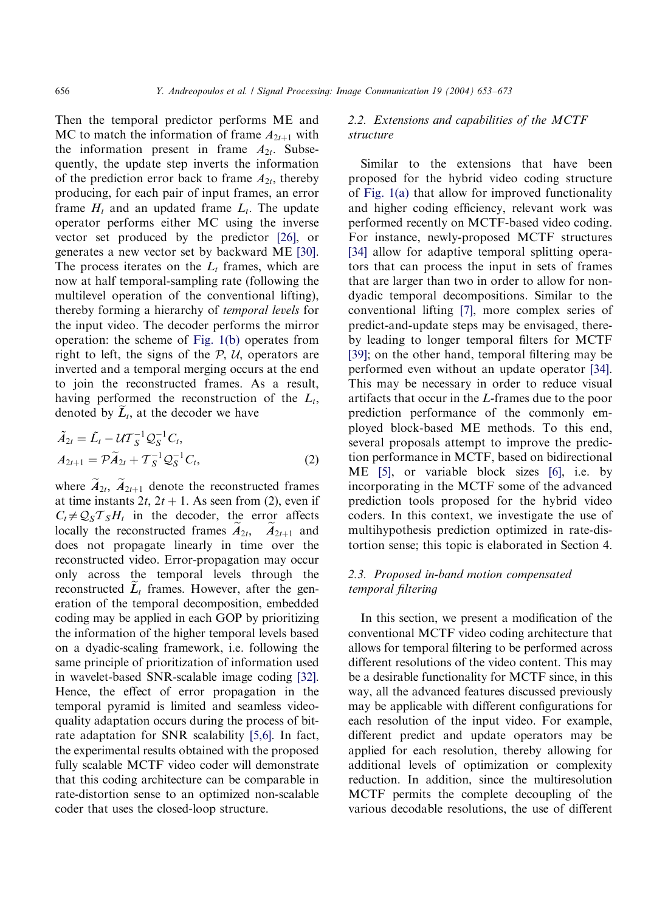Then the temporal predictor performs ME and MC to match the information of frame $A_{2t+1}$ with the information present in frame $A_{2t}$. Subsequently, the update step inverts the information of the prediction error back to frame $A_{2t}$, thereby producing, for each pair of input frames, an error frame $H_t$ and an updated frame $L_t$. The update operator performs either MC using the inverse vector set produced by the predictor [26], or generates a new vector set by backward ME [30]. The process iterates on the $L_t$ frames, which are now at half temporal-sampling rate (following the multilevel operation of the conventional lifting), thereby forming a hierarchy of *temporal levels* for the input video. The decoder performs the mirror operation: the scheme of Fig. 1(b) operates from right to left, the signs of the $\mathcal{P}$, $\mathcal{U}$, operators are inverted and a temporal merging occurs at the end to join the reconstructed frames. As a result, having performed the reconstruction of the $L_t$, denoted by $\tilde{L}_t$, at the decoder we have

$$
\begin{aligned}
\tilde{A}_{2t} &= \tilde{L}_t - \mathcal{U}\mathcal{T}_S^{-1}\mathcal{Q}_S^{-1}C_t, \\
A_{2t+1} &= \mathcal{P}\tilde{A}_{2t} + \mathcal{T}_S^{-1}\mathcal{Q}_S^{-1}C_t,
\end{aligned}
\tag{2}
$$

where $\tilde{A}_{2t}$, $\tilde{A}_{2t+1}$ denote the reconstructed frames at time instants $2t$, $2t+1$. As seen from (2), even if $C_t \neq \mathcal{Q}_S\mathcal{T}_S H_t$ in the decoder, the error affects locally the reconstructed frames $\tilde{A}_{2t}$, $\tilde{A}_{2t+1}$ and does not propagate linearly in time over the reconstructed video. Error-propagation may occur only across the temporal levels through the reconstructed $\tilde{L}_t$ frames. However, after the generation of the temporal decomposition, embedded coding may be applied in each GOP by prioritizing the information of the higher temporal levels based on a dyadic-scaling framework, i.e. following the same principle of prioritization of information used in wavelet-based SNR-scalable image coding [32]. Hence, the effect of error propagation in the temporal pyramid is limited and seamless video-quality adaptation occurs during the process of bit-rate adaptation for SNR scalability [5,6]. In fact, the experimental results obtained with the proposed fully scalable MCTF video coder will demonstrate that this coding architecture can be comparable in rate-distortion sense to an optimized non-scalable coder that uses the closed-loop structure.

### 2.2. Extensions and capabilities of the MCTF structure

Similar to the extensions that have been proposed for the hybrid video coding structure of Fig. 1(a) that allow for improved functionality and higher coding efficiency, relevant work was performed recently on MCTF-based video coding. For instance, newly-proposed MCTF structures [34] allow for adaptive temporal splitting operators that can process the input in sets of frames that are larger than two in order to allow for non-dyadic temporal decompositions. Similar to the conventional lifting [7], more complex series of predict-and-update steps may be envisaged, thereby leading to longer temporal filters for MCTF [39]; on the other hand, temporal filtering may be performed even without an update operator [34]. This may be necessary in order to reduce visual artifacts that occur in the *L*-frames due to the poor prediction performance of the commonly employed block-based ME methods. To this end, several proposals attempt to improve the prediction performance in MCTF, based on bidirectional ME [5], or variable block sizes [6], i.e. by incorporating in the MCTF some of the advanced prediction tools proposed for the hybrid video coders. In this context, we investigate the use of multihypothesis prediction optimized in rate-distortion sense; this topic is elaborated in Section 4.

### 2.3. Proposed in-band motion compensated temporal filtering

In this section, we present a modification of the conventional MCTF video coding architecture that allows for temporal filtering to be performed across different resolutions of the video content. This may be a desirable functionality for MCTF since, in this way, all the advanced features discussed previously may be applicable with different configurations for each resolution of the input video. For example, different predict and update operators may be applied for each resolution, thereby allowing for additional levels of optimization or complexity reduction. In addition, since the multiresolution MCTF permits the complete decoupling of the various decodable resolutions, the use of different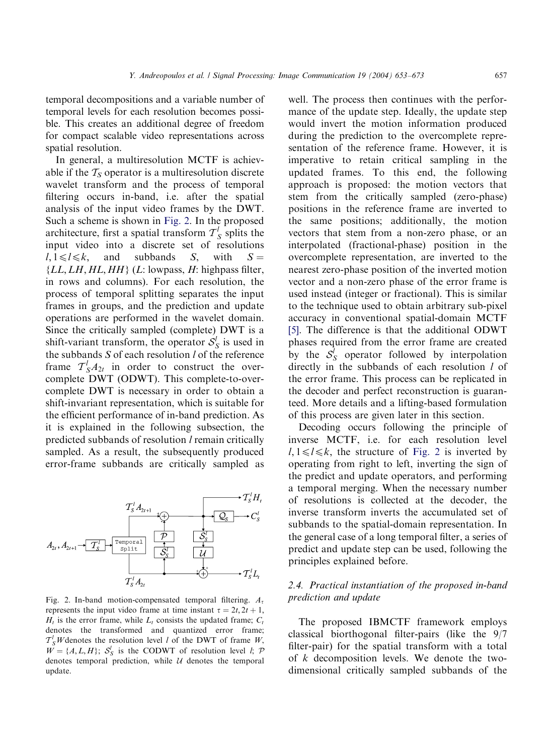temporal decompositions and a variable number of temporal levels for each resolution becomes possible. This creates an additional degree of freedom for compact scalable video representations across spatial resolution.

In general, a multiresolution MCTF is achievable if the $\mathcal{T}_S$ operator is a multiresolution discrete wavelet transform and the process of temporal filtering occurs in-band, i.e. after the spatial analysis of the input video frames by the DWT. Such a scheme is shown in Fig. 2. In the proposed architecture, first a spatial transform $\mathcal{T}_S^l$ splits the input video into a discrete set of resolutions $l, 1 \leqslant l \leqslant k$, and subbands $S$, with $S = \{LL, LH, HL, HH\}$ ($L$: lowpass, $H$: highpass filter, in rows and columns). For each resolution, the process of temporal splitting separates the input frames in groups, and the prediction and update operations are performed in the wavelet domain. Since the critically sampled (complete) DWT is a shift-variant transform, the operator $\mathcal{S}_S^l$ is used in the subbands $S$ of each resolution $l$ of the reference frame $\mathcal{T}_S^l A_{2t}$ in order to construct the overcomplete DWT (ODWT). This complete-to-overcomplete DWT is necessary in order to obtain a shift-invariant representation, which is suitable for the efficient performance of in-band prediction. As it is explained in the following subsection, the predicted subbands of resolution $l$ remain critically sampled. As a result, the subsequently produced error-frame subbands are critically sampled as well. The process then continues with the performance of the update step. Ideally, the update step would invert the motion information produced during the prediction to the overcomplete representation of the reference frame. However, it is imperative to retain critical sampling in the updated frames. To this end, the following approach is proposed: the motion vectors that stem from the critically sampled (zero-phase) positions in the reference frame are inverted to the same positions; additionally, the motion vectors that stem from a non-zero phase, or an interpolated (fractional-phase) position in the overcomplete representation, are inverted to the nearest zero-phase position of the inverted motion vector and a non-zero phase of the error frame is used instead (integer or fractional). This is similar to the technique used to obtain arbitrary sub-pixel accuracy in conventional spatial-domain MCTF [5]. The difference is that the additional ODWT phases required from the error frame are created by the $\mathcal{S}_S^l$ operator followed by interpolation directly in the subbands of each resolution $l$ of the error frame. This process can be replicated in the decoder and perfect reconstruction is guaranteed. More details and a lifting-based formulation of this process are given later in this section.

Fig. 2. In-band motion-compensated temporal filtering. $A_\tau$ represents the input video frame at time instant $\tau = 2t, 2t+1$, $H_t$ is the error frame, while $L_t$ consists the updated frame; $C_t$ denotes the transformed and quantized error frame; $\mathcal{T}_S^l W$ denotes the resolution level $l$ of the DWT of frame $W$, $W = \{A, L, H\}$; $\mathcal{S}_S^l$ is the CODWT of resolution level $l$; $\mathcal{P}$ denotes temporal prediction, while $\mathcal{U}$ denotes the temporal update.

Decoding occurs following the principle of inverse MCTF, i.e. for each resolution level $l, 1 \leqslant l \leqslant k$, the structure of Fig. 2 is inverted by operating from right to left, inverting the sign of the predict and update operators, and performing a temporal merging. When the necessary number of resolutions is collected at the decoder, the inverse transform inverts the accumulated set of subbands to the spatial-domain representation. In the general case of a long temporal filter, a series of predict and update step can be used, following the principles explained before.

### 2.4. Practical instantiation of the proposed in-band prediction and update

The proposed IBMCTF framework employs classical biorthogonal filter-pairs (like the 9/7 filter-pair) for the spatial transform with a total of $k$ decomposition levels. We denote the two-dimensional critically sampled subbands of the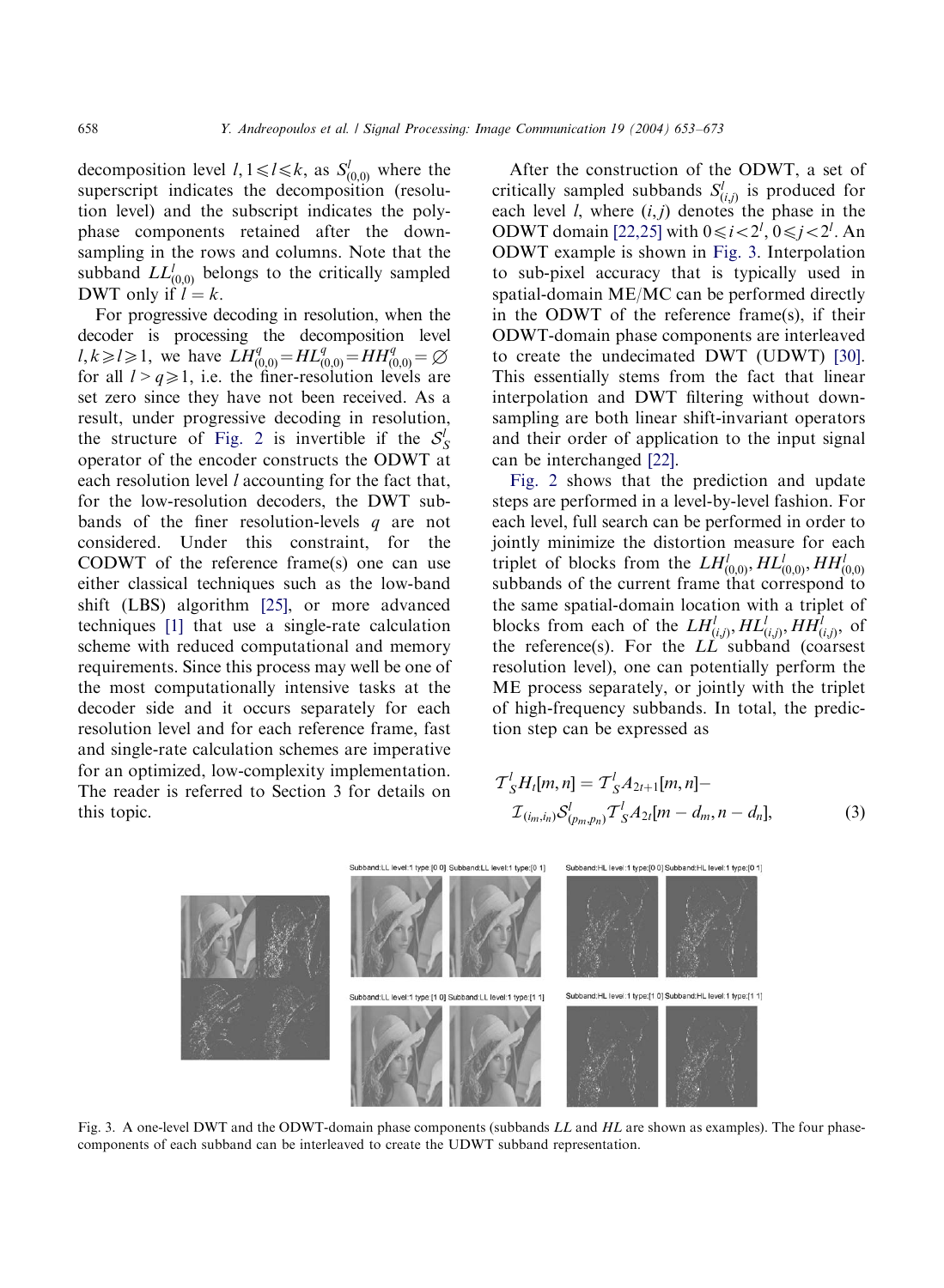decomposition level $l, 1 \leqslant l \leqslant k$, as $S^l_{(0,0)}$ where the superscript indicates the decomposition (resolution level) and the subscript indicates the polyphase components retained after the downsampling in the rows and columns. Note that the subband $LL^l_{(0,0)}$ belongs to the critically sampled DWT only if $l = k$.

For progressive decoding in resolution, when the decoder is processing the decomposition level $l, k \geqslant l \geqslant 1$, we have $LH^q_{(0,0)} = HL^q_{(0,0)} = HH^q_{(0,0)} = \varnothing$ for all $l > q \geqslant 1$, i.e. the finer-resolution levels are set zero since they have not been received. As a result, under progressive decoding in resolution, the structure of Fig. 2 is invertible if the $\mathcal{S}^l_S$ operator of the encoder constructs the ODWT at each resolution level $l$ accounting for the fact that, for the low-resolution decoders, the DWT subbands of the finer resolution-levels $q$ are not considered. Under this constraint, for the CODWT of the reference frame(s) one can use either classical techniques such as the low-band shift (LBS) algorithm [25], or more advanced techniques [1] that use a single-rate calculation scheme with reduced computational and memory requirements. Since this process may well be one of the most computationally intensive tasks at the decoder side and it occurs separately for each resolution level and for each reference frame, fast and single-rate calculation schemes are imperative for an optimized, low-complexity implementation. The reader is referred to Section 3 for details on this topic.

After the construction of the ODWT, a set of critically sampled subbands $S^l_{(i,j)}$ is produced for each level $l$, where $(i, j)$ denotes the phase in the ODWT domain [22,25] with $0 \leqslant i < 2^l, 0 \leqslant j < 2^l$. An ODWT example is shown in Fig. 3. Interpolation to sub-pixel accuracy that is typically used in spatial-domain ME/MC can be performed directly in the ODWT of the reference frame(s), if their ODWT-domain phase components are interleaved to create the undecimated DWT (UDWT) [30]. This essentially stems from the fact that linear interpolation and DWT filtering without downsampling are both linear shift-invariant operators and their order of application to the input signal can be interchanged [22].

Fig. 2 shows that the prediction and update steps are performed in a level-by-level fashion. For each level, full search can be performed in order to jointly minimize the distortion measure for each triplet of blocks from the $LH^l_{(0,0)}, HL^l_{(0,0)}, HH^l_{(0,0)}$ subbands of the current frame that correspond to the same spatial-domain location with a triplet of blocks from each of the $LH^l_{(i,j)}, HL^l_{(i,j)}, HH^l_{(i,j)}$, of the reference(s). For the $LL$ subband (coarsest resolution level), one can potentially perform the ME process separately, or jointly with the triplet of high-frequency subbands. In total, the prediction step can be expressed as

$$\mathcal{T}^l_S H_t[m,n] = \mathcal{T}^l_S A_{2t+1}[m,n] - \mathcal{I}_{(i_m,i_n)} \mathcal{S}^l_{(p_m,p_n)} \mathcal{T}^l_S A_{2t}[m - d_m, n - d_n], \tag{3}$$

Fig. 3. A one-level DWT and the ODWT-domain phase components (subbands $LL$ and $HL$ are shown as examples). The four phase-components of each subband can be interleaved to create the UDWT subband representation.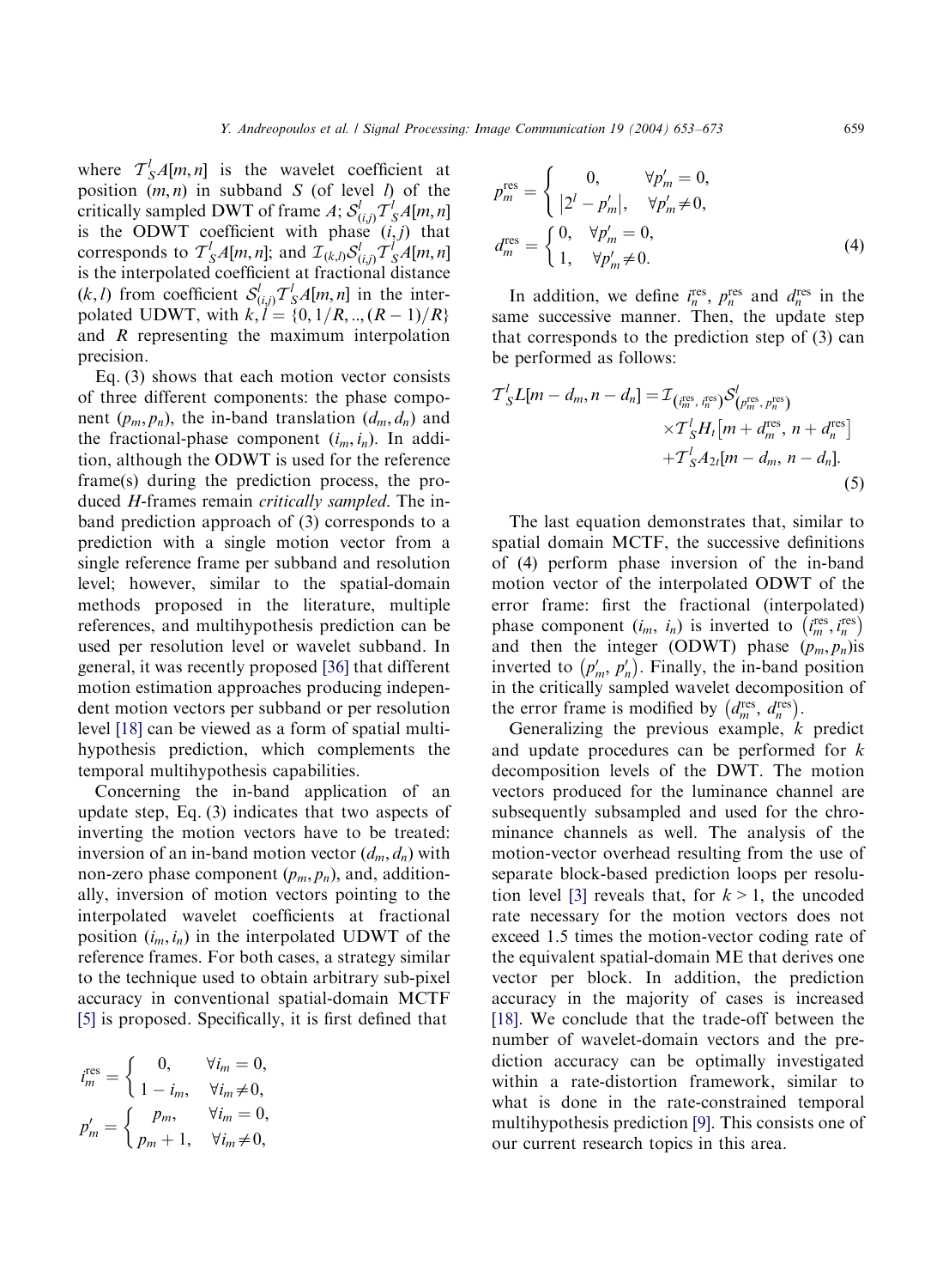where $\mathcal{T}^l_S A[m,n]$ is the wavelet coefficient at position $(m,n)$ in subband $S$ (of level $l$) of the critically sampled DWT of frame $A$; $\mathcal{S}^l_{(i,j)}\mathcal{T}^l_S A[m,n]$ is the ODWT coefficient with phase $(i,j)$ that corresponds to $\mathcal{T}^l_S A[m,n]$; and $\mathcal{I}_{(k,l)}\mathcal{S}^l_{(i,j)}\mathcal{T}^l_S A[m,n]$ is the interpolated coefficient at fractional distance $(k,l)$ from coefficient $\mathcal{S}^l_{(i,j)}\mathcal{T}^l_S A[m,n]$ in the interpolated UDWT, with $k, l = \{0, 1/R, .., (R-1)/R\}$ and $R$ representing the maximum interpolation precision.

Eq. (3) shows that each motion vector consists of three different components: the phase component $(p_m, p_n)$, the in-band translation $(d_m, d_n)$ and the fractional-phase component $(i_m, i_n)$. In addition, although the ODWT is used for the reference frame(s) during the prediction process, the produced $H$-frames remain *critically sampled*. The in-band prediction approach of (3) corresponds to a prediction with a single motion vector from a single reference frame per subband and resolution level; however, similar to the spatial-domain methods proposed in the literature, multiple references, and multihypothesis prediction can be used per resolution level or wavelet subband. In general, it was recently proposed [36] that different motion estimation approaches producing independent motion vectors per subband or per resolution level [18] can be viewed as a form of spatial multihypothesis prediction, which complements the temporal multihypothesis capabilities.

Concerning the in-band application of an update step, Eq. (3) indicates that two aspects of inverting the motion vectors have to be treated: inversion of an in-band motion vector $(d_m, d_n)$ with non-zero phase component $(p_m, p_n)$, and, additionally, inversion of motion vectors pointing to the interpolated wavelet coefficients at fractional position $(i_m, i_n)$ in the interpolated UDWT of the reference frames. For both cases, a strategy similar to the technique used to obtain arbitrary sub-pixel accuracy in conventional spatial-domain MCTF [5] is proposed. Specifically, it is first defined that

$$i^{\text{res}}_m = \begin{cases} 0, & \forall i_m = 0, \\ 1 - i_m, & \forall i_m \neq 0, \end{cases}$$

$$p'_m = \begin{cases} p_m, & \forall i_m = 0, \\ p_m + 1, & \forall i_m \neq 0, \end{cases}$$

$$p^{\text{res}}_m = \begin{cases} 0, & \forall p'_m = 0, \\ |2^l - p'_m|, & \forall p'_m \neq 0, \end{cases}$$

$$d^{\text{res}}_m = \begin{cases} 0, & \forall p'_m = 0, \\ 1, & \forall p'_m \neq 0. \end{cases} \tag{4}$$

In addition, we define $i^{\text{res}}_n$, $p^{\text{res}}_n$ and $d^{\text{res}}_n$ in the same successive manner. Then, the update step that corresponds to the prediction step of (3) can be performed as follows:

$$\begin{aligned}\mathcal{T}^l_S L[m - d_m, n - d_n] = {} & \mathcal{I}_{(i^{\text{res}}_m,\, i^{\text{res}}_n)}\mathcal{S}^l_{(p^{\text{res}}_m,\, p^{\text{res}}_n)} \\ & \times \mathcal{T}^l_S H_t\left[m + d^{\text{res}}_m,\, n + d^{\text{res}}_n\right] \\ & + \mathcal{T}^l_S A_{2t}[m - d_m,\, n - d_n].\end{aligned} \tag{5}$$

The last equation demonstrates that, similar to spatial domain MCTF, the successive definitions of (4) perform phase inversion of the in-band motion vector of the interpolated ODWT of the error frame: first the fractional (interpolated) phase component $(i_m, i_n)$ is inverted to $(i^{\text{res}}_m, i^{\text{res}}_n)$ and then the integer (ODWT) phase $(p_m, p_n)$is inverted to $(p'_m, p'_n)$. Finally, the in-band position in the critically sampled wavelet decomposition of the error frame is modified by $(d^{\text{res}}_m, d^{\text{res}}_n)$.

Generalizing the previous example, $k$ predict and update procedures can be performed for $k$ decomposition levels of the DWT. The motion vectors produced for the luminance channel are subsequently subsampled and used for the chrominance channels as well. The analysis of the motion-vector overhead resulting from the use of separate block-based prediction loops per resolution level [3] reveals that, for $k > 1$, the uncoded rate necessary for the motion vectors does not exceed 1.5 times the motion-vector coding rate of the equivalent spatial-domain ME that derives one vector per block. In addition, the prediction accuracy in the majority of cases is increased [18]. We conclude that the trade-off between the number of wavelet-domain vectors and the prediction accuracy can be optimally investigated within a rate-distortion framework, similar to what is done in the rate-constrained temporal multihypothesis prediction [9]. This consists one of our current research topics in this area.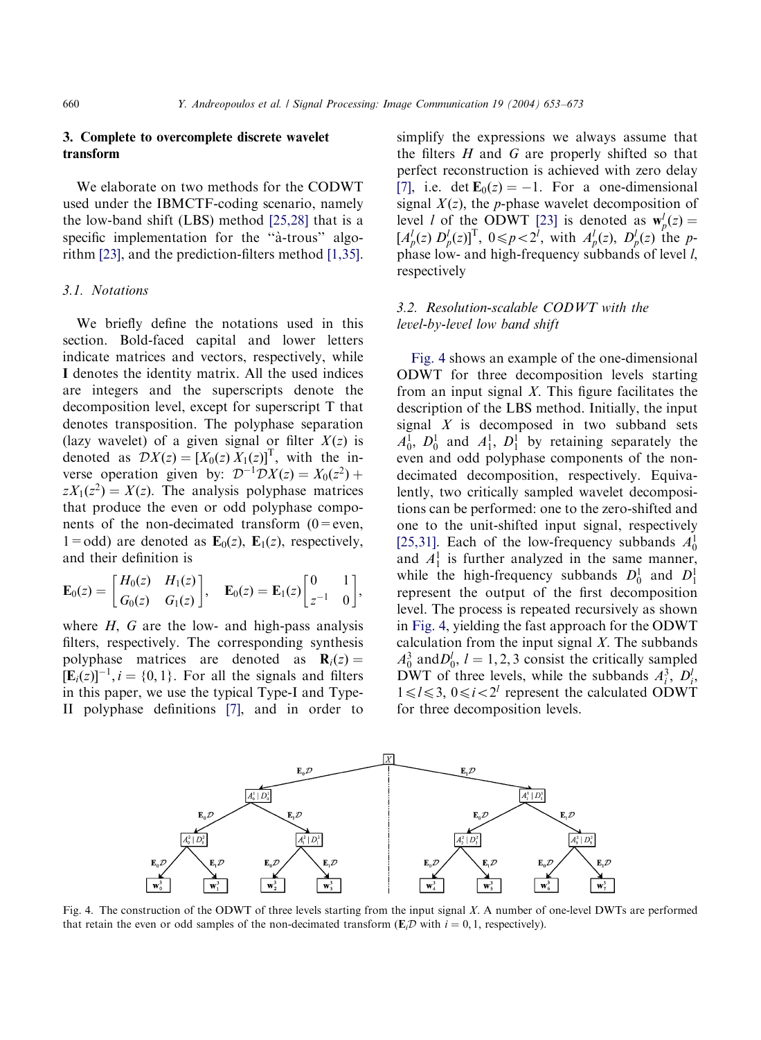## 3. Complete to overcomplete discrete wavelet transform

We elaborate on two methods for the CODWT used under the IBMCTF-coding scenario, namely the low-band shift (LBS) method [25,28] that is a specific implementation for the "à-trous" algorithm [23], and the prediction-filters method [1,35].

### 3.1. Notations

We briefly define the notations used in this section. Bold-faced capital and lower letters indicate matrices and vectors, respectively, while $\mathbf{I}$ denotes the identity matrix. All the used indices are integers and the superscripts denote the decomposition level, except for superscript T that denotes transposition. The polyphase separation (lazy wavelet) of a given signal or filter $X(z)$ is denoted as $\mathcal{D}X(z) = [X_0(z)\, X_1(z)]^{\mathrm{T}}$, with the inverse operation given by: $\mathcal{D}^{-1}\mathcal{D}X(z) = X_0(z^2) + zX_1(z^2) = X(z)$. The analysis polyphase matrices that produce the even or odd polyphase components of the non-decimated transform (0 = even, 1 = odd) are denoted as $\mathbf{E}_0(z)$, $\mathbf{E}_1(z)$, respectively, and their definition is

$$\mathbf{E}_0(z) = \begin{bmatrix} H_0(z) & H_1(z) \\ G_0(z) & G_1(z) \end{bmatrix}, \quad \mathbf{E}_0(z) = \mathbf{E}_1(z)\begin{bmatrix} 0 & 1 \\ z^{-1} & 0 \end{bmatrix},$$

where $H$, $G$ are the low- and high-pass analysis filters, respectively. The corresponding synthesis polyphase matrices are denoted as $\mathbf{R}_i(z) = [\mathbf{E}_i(z)]^{-1}, i = \{0, 1\}$. For all the signals and filters in this paper, we use the typical Type-I and Type-II polyphase definitions [7], and in order to simplify the expressions we always assume that the filters $H$ and $G$ are properly shifted so that perfect reconstruction is achieved with zero delay [7], i.e. $\det \mathbf{E}_0(z) = -1$. For a one-dimensional signal $X(z)$, the $p$-phase wavelet decomposition of level $l$ of the ODWT [23] is denoted as $\mathbf{w}_p^l(z) = [A_p^l(z)\, D_p^l(z)]^{\mathrm{T}}$, $0 \leqslant p < 2^l$, with $A_p^l(z)$, $D_p^l(z)$ the $p$-phase low- and high-frequency subbands of level $l$, respectively

### 3.2. Resolution-scalable CODWT with the level-by-level low band shift

Fig. 4 shows an example of the one-dimensional ODWT for three decomposition levels starting from an input signal $X$. This figure facilitates the description of the LBS method. Initially, the input signal $X$ is decomposed in two subband sets $A_0^1$, $D_0^1$ and $A_1^1$, $D_1^1$ by retaining separately the even and odd polyphase components of the non-decimated decomposition, respectively. Equivalently, two critically sampled wavelet decompositions can be performed: one to the zero-shifted and one to the unit-shifted input signal, respectively [25,31]. Each of the low-frequency subbands $A_0^1$ and $A_1^1$ is further analyzed in the same manner, while the high-frequency subbands $D_0^1$ and $D_1^1$ represent the output of the first decomposition level. The process is repeated recursively as shown in Fig. 4, yielding the fast approach for the ODWT calculation from the input signal $X$. The subbands $A_0^3$ and $D_0^l$, $l = 1, 2, 3$ consist the critically sampled DWT of three levels, while the subbands $A_i^3$, $D_i^l$, $1 \leqslant l \leqslant 3$, $0 \leqslant i < 2^l$ represent the calculated ODWT for three decomposition levels.

Fig. 4. The construction of the ODWT of three levels starting from the input signal $X$. A number of one-level DWTs are performed that retain the even or odd samples of the non-decimated transform ($\mathbf{E}_i\mathcal{D}$ with $i = 0, 1$, respectively).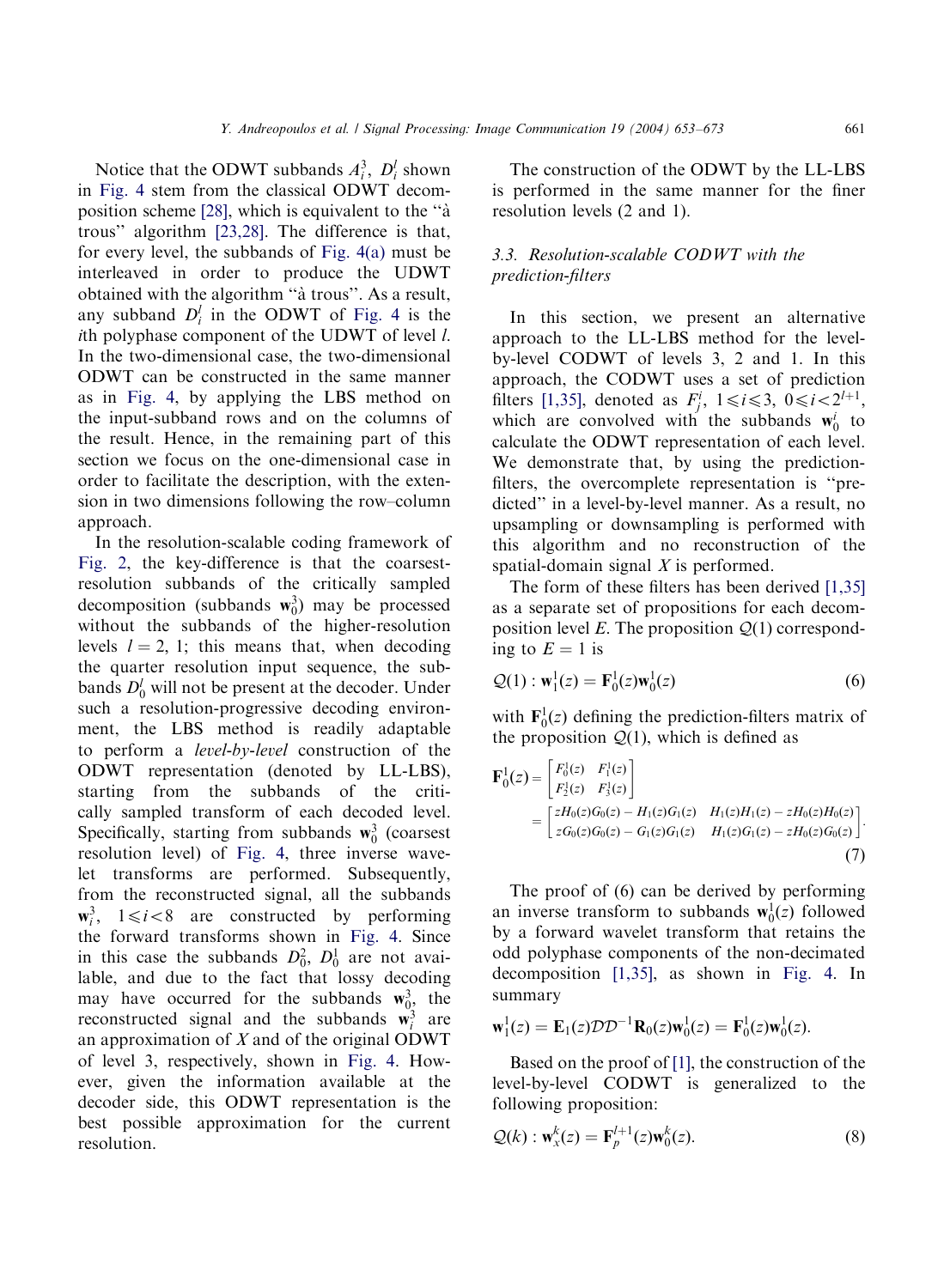Notice that the ODWT subbands $A_i^3$, $D_i^l$ shown in Fig. 4 stem from the classical ODWT decomposition scheme [28], which is equivalent to the "à trous" algorithm [23,28]. The difference is that, for every level, the subbands of Fig. 4(a) must be interleaved in order to produce the UDWT obtained with the algorithm "à trous". As a result, any subband $D_i^l$ in the ODWT of Fig. 4 is the $i$th polyphase component of the UDWT of level $l$. In the two-dimensional case, the two-dimensional ODWT can be constructed in the same manner as in Fig. 4, by applying the LBS method on the input-subband rows and on the columns of the result. Hence, in the remaining part of this section we focus on the one-dimensional case in order to facilitate the description, with the extension in two dimensions following the row–column approach.

In the resolution-scalable coding framework of Fig. 2, the key-difference is that the coarsest-resolution subbands of the critically sampled decomposition (subbands $\mathbf{w}_0^3$) may be processed without the subbands of the higher-resolution levels $l = 2, 1$; this means that, when decoding the quarter resolution input sequence, the subbands $D_0^l$ will not be present at the decoder. Under such a resolution-progressive decoding environment, the LBS method is readily adaptable to perform a *level-by-level* construction of the ODWT representation (denoted by LL-LBS), starting from the subbands of the critically sampled transform of each decoded level. Specifically, starting from subbands $\mathbf{w}_0^3$ (coarsest resolution level) of Fig. 4, three inverse wavelet transforms are performed. Subsequently, from the reconstructed signal, all the subbands $\mathbf{w}_i^3$, $1 \leqslant i < 8$ are constructed by performing the forward transforms shown in Fig. 4. Since in this case the subbands $D_0^2$, $D_0^1$ are not available, and due to the fact that lossy decoding may have occurred for the subbands $\mathbf{w}_0^3$, the reconstructed signal and the subbands $\mathbf{w}_i^3$ are an approximation of $X$ and of the original ODWT of level 3, respectively, shown in Fig. 4. However, given the information available at the decoder side, this ODWT representation is the best possible approximation for the current resolution.

The construction of the ODWT by the LL-LBS is performed in the same manner for the finer resolution levels (2 and 1).

### 3.3. Resolution-scalable CODWT with the prediction-filters

In this section, we present an alternative approach to the LL-LBS method for the level-by-level CODWT of levels 3, 2 and 1. In this approach, the CODWT uses a set of prediction filters [1,35], denoted as $F_j^i$, $1 \leqslant i \leqslant 3$, $0 \leqslant i < 2^{l+1}$, which are convolved with the subbands $\mathbf{w}_0^i$ to calculate the ODWT representation of each level. We demonstrate that, by using the prediction-filters, the overcomplete representation is "predicted" in a level-by-level manner. As a result, no upsampling or downsampling is performed with this algorithm and no reconstruction of the spatial-domain signal $X$ is performed.

The form of these filters has been derived [1,35] as a separate set of propositions for each decomposition level $E$. The proposition $\mathcal{Q}(1)$ corresponding to $E = 1$ is

$$\mathcal{Q}(1) : \mathbf{w}_1^1(z) = \mathbf{F}_0^1(z)\mathbf{w}_0^1(z) \tag{6}$$

with $\mathbf{F}_0^1(z)$ defining the prediction-filters matrix of the proposition $\mathcal{Q}(1)$, which is defined as

$$\mathbf{F}_0^1(z) = \begin{bmatrix} F_0^1(z) & F_1^1(z) \\ F_2^1(z) & F_3^1(z) \end{bmatrix} = \begin{bmatrix} zH_0(z)G_0(z) - H_1(z)G_1(z) & H_1(z)H_1(z) - zH_0(z)H_0(z) \\ zG_0(z)G_0(z) - G_1(z)G_1(z) & H_1(z)G_1(z) - zH_0(z)G_0(z) \end{bmatrix}. \tag{7}$$

The proof of (6) can be derived by performing an inverse transform to subbands $\mathbf{w}_0^1(z)$ followed by a forward wavelet transform that retains the odd polyphase components of the non-decimated decomposition [1,35], as shown in Fig. 4. In summary

$$\mathbf{w}_1^1(z) = \mathbf{E}_1(z)\mathcal{D}\mathcal{D}^{-1}\mathbf{R}_0(z)\mathbf{w}_0^1(z) = \mathbf{F}_0^1(z)\mathbf{w}_0^1(z).$$

Based on the proof of [1], the construction of the level-by-level CODWT is generalized to the following proposition:

$$\mathcal{Q}(k) : \mathbf{w}_x^k(z) = \mathbf{F}_p^{l+1}(z)\mathbf{w}_0^k(z). \tag{8}$$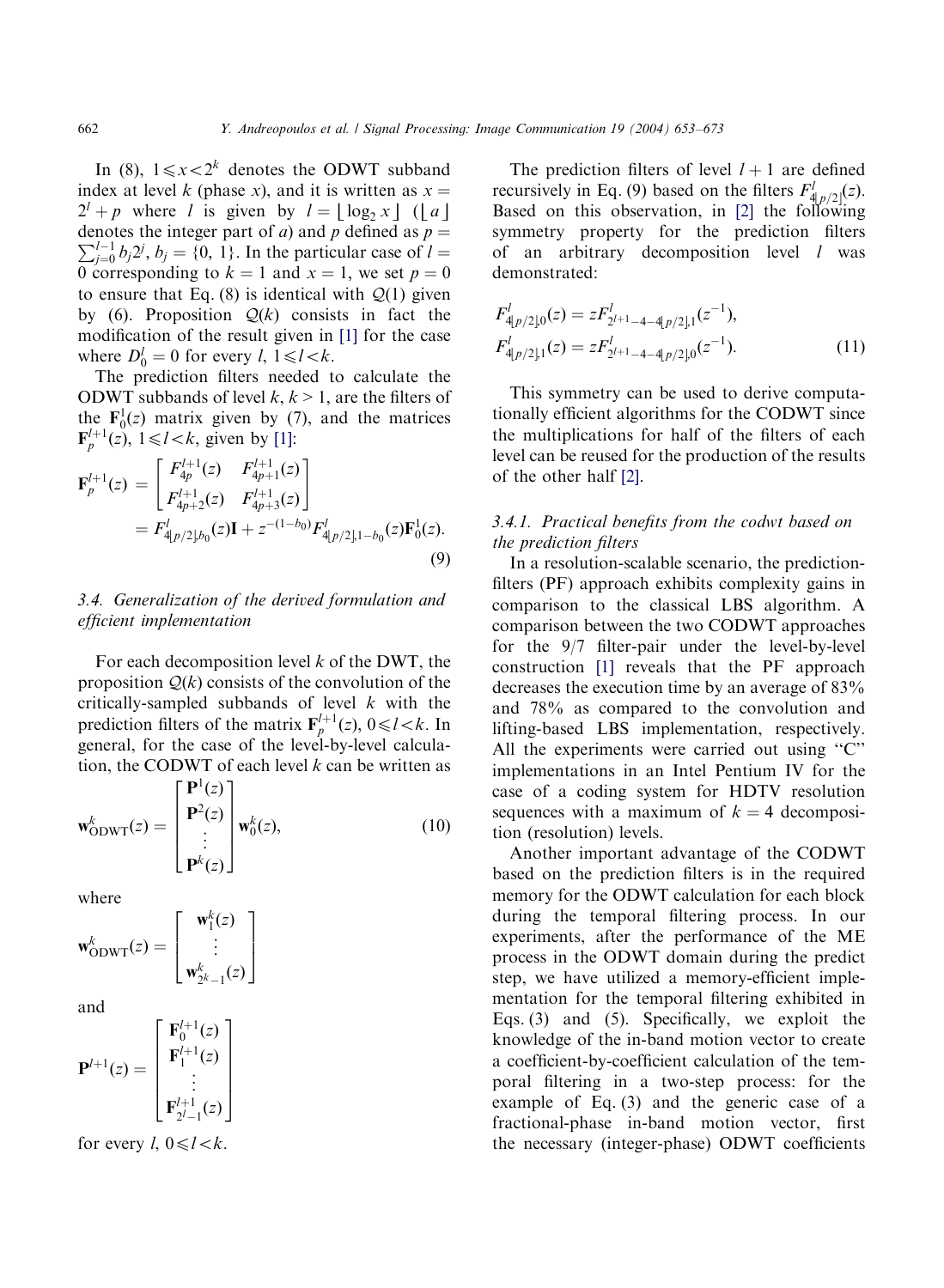In (8), $1 \leqslant x < 2^k$ denotes the ODWT subband index at level $k$ (phase $x$), and it is written as $x = 2^l + p$ where $l$ is given by $l = \lfloor \log_2 x \rfloor$ ($\lfloor a \rfloor$ denotes the integer part of $a$) and $p$ defined as $p = \sum_{j=0}^{l-1} b_j 2^j$, $b_j = \{0, 1\}$. In the particular case of $l = 0$ corresponding to $k = 1$ and $x = 1$, we set $p = 0$ to ensure that Eq. (8) is identical with $\mathcal{Q}(1)$ given by (6). Proposition $\mathcal{Q}(k)$ consists in fact the modification of the result given in [1] for the case where $D_0^l = 0$ for every $l$, $1 \leqslant l < k$.

The prediction filters needed to calculate the ODWT subbands of level $k$, $k > 1$, are the filters of the $\mathbf{F}_0^1(z)$ matrix given by (7), and the matrices $\mathbf{F}_p^{l+1}(z)$, $1 \leqslant l < k$, given by [1]:

$$
\begin{aligned}
\mathbf{F}_p^{l+1}(z) &= \begin{bmatrix} F_{4p}^{l+1}(z) & F_{4p+1}^{l+1}(z) \\ F_{4p+2}^{l+1}(z) & F_{4p+3}^{l+1}(z) \end{bmatrix} \\
&= F_{4\lfloor p/2 \rfloor, b_0}^{l}(z)\mathbf{I} + z^{-(1-b_0)} F_{4\lfloor p/2 \rfloor, 1-b_0}^{l}(z)\mathbf{F}_0^1(z).
\end{aligned}
\tag{9}
$$

### 3.4. Generalization of the derived formulation and efficient implementation

For each decomposition level $k$ of the DWT, the proposition $\mathcal{Q}(k)$ consists of the convolution of the critically-sampled subbands of level $k$ with the prediction filters of the matrix $\mathbf{F}_p^{l+1}(z)$, $0 \leqslant l < k$. In general, for the case of the level-by-level calculation, the CODWT of each level $k$ can be written as

$$
\mathbf{w}_{\mathrm{ODWT}}^k(z) = \begin{bmatrix} \mathbf{P}^1(z) \\ \mathbf{P}^2(z) \\ \vdots \\ \mathbf{P}^k(z) \end{bmatrix} \mathbf{w}_0^k(z), \tag{10}
$$

where

$$
\mathbf{w}_{\mathrm{ODWT}}^k(z) = \begin{bmatrix} \mathbf{w}_1^k(z) \\ \vdots \\ \mathbf{w}_{2^k-1}^k(z) \end{bmatrix}
$$

and

$$
\mathbf{P}^{l+1}(z) = \begin{bmatrix} \mathbf{F}_0^{l+1}(z) \\ \mathbf{F}_1^{l+1}(z) \\ \vdots \\ \mathbf{F}_{2^l-1}^{l+1}(z) \end{bmatrix}
$$

for every $l$, $0 \leqslant l < k$.

The prediction filters of level $l+1$ are defined recursively in Eq. (9) based on the filters $F_{4\lfloor p/2 \rfloor}^l(z)$. Based on this observation, in [2] the following symmetry property for the prediction filters of an arbitrary decomposition level $l$ was demonstrated:

$$
\begin{aligned}
F_{4\lfloor p/2 \rfloor, 0}^l(z) &= z F_{2^{l+1}-4-4\lfloor p/2 \rfloor, 1}^l(z^{-1}), \\
F_{4\lfloor p/2 \rfloor, 1}^l(z) &= z F_{2^{l+1}-4-4\lfloor p/2 \rfloor, 0}^l(z^{-1}).
\end{aligned}
\tag{11}
$$

This symmetry can be used to derive computationally efficient algorithms for the CODWT since the multiplications for half of the filters of each level can be reused for the production of the results of the other half [2].

#### 3.4.1. Practical benefits from the codwt based on the prediction filters

In a resolution-scalable scenario, the prediction-filters (PF) approach exhibits complexity gains in comparison to the classical LBS algorithm. A comparison between the two CODWT approaches for the 9/7 filter-pair under the level-by-level construction [1] reveals that the PF approach decreases the execution time by an average of 83% and 78% as compared to the convolution and lifting-based LBS implementation, respectively. All the experiments were carried out using "C" implementations in an Intel Pentium IV for the case of a coding system for HDTV resolution sequences with a maximum of $k = 4$ decomposition (resolution) levels.

Another important advantage of the CODWT based on the prediction filters is in the required memory for the ODWT calculation for each block during the temporal filtering process. In our experiments, after the performance of the ME process in the ODWT domain during the predict step, we have utilized a memory-efficient implementation for the temporal filtering exhibited in Eqs. (3) and (5). Specifically, we exploit the knowledge of the in-band motion vector to create a coefficient-by-coefficient calculation of the temporal filtering in a two-step process: for the example of Eq. (3) and the generic case of a fractional-phase in-band motion vector, first the necessary (integer-phase) ODWT coefficients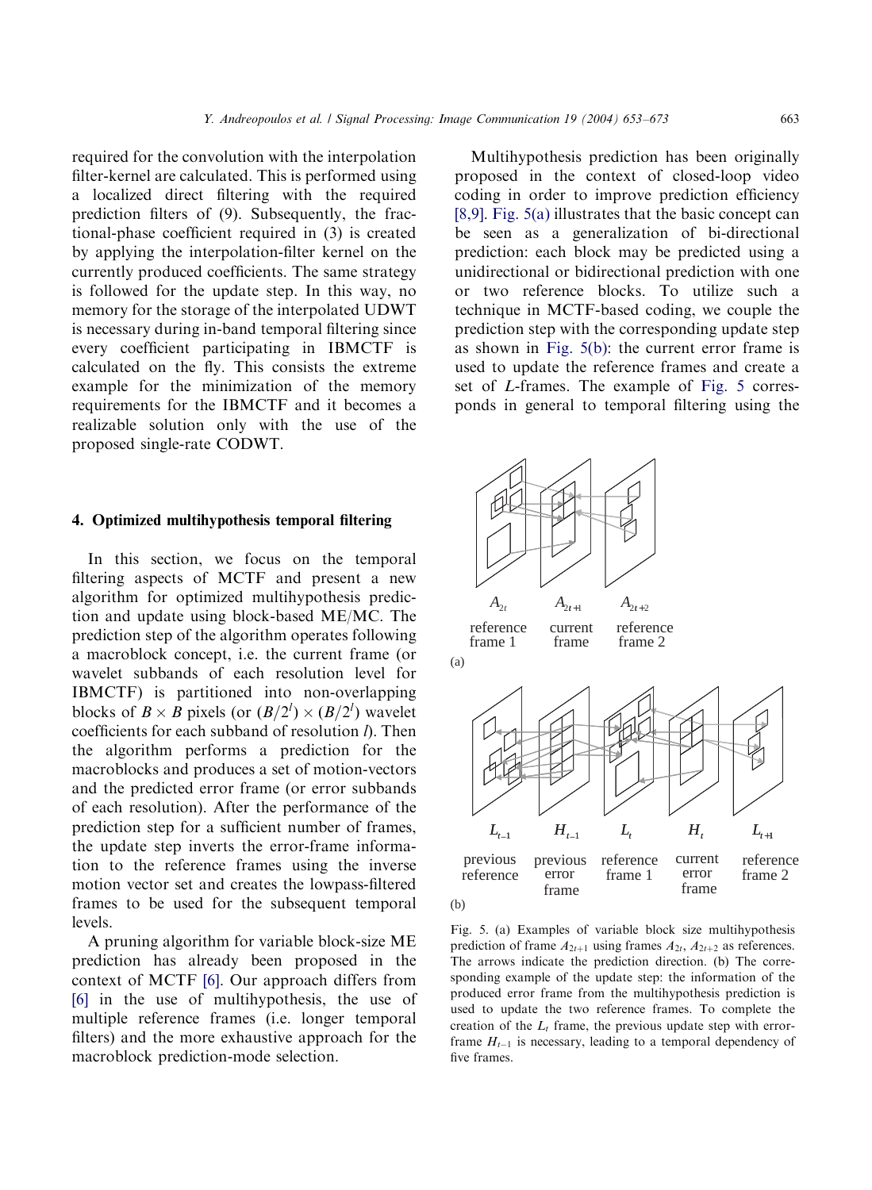required for the convolution with the interpolation filter-kernel are calculated. This is performed using a localized direct filtering with the required prediction filters of (9). Subsequently, the fractional-phase coefficient required in (3) is created by applying the interpolation-filter kernel on the currently produced coefficients. The same strategy is followed for the update step. In this way, no memory for the storage of the interpolated UDWT is necessary during in-band temporal filtering since every coefficient participating in IBMCTF is calculated on the fly. This consists the extreme example for the minimization of the memory requirements for the IBMCTF and it becomes a realizable solution only with the use of the proposed single-rate CODWT.

## 4. Optimized multihypothesis temporal filtering

In this section, we focus on the temporal filtering aspects of MCTF and present a new algorithm for optimized multihypothesis prediction and update using block-based ME/MC. The prediction step of the algorithm operates following a macroblock concept, i.e. the current frame (or wavelet subbands of each resolution level for IBMCTF) is partitioned into non-overlapping blocks of $B \times B$ pixels (or $(B/2^l) \times (B/2^l)$ wavelet coefficients for each subband of resolution $l$). Then the algorithm performs a prediction for the macroblocks and produces a set of motion-vectors and the predicted error frame (or error subbands of each resolution). After the performance of the prediction step for a sufficient number of frames, the update step inverts the error-frame information to the reference frames using the inverse motion vector set and creates the lowpass-filtered frames to be used for the subsequent temporal levels.

A pruning algorithm for variable block-size ME prediction has already been proposed in the context of MCTF [6]. Our approach differs from [6] in the use of multihypothesis, the use of multiple reference frames (i.e. longer temporal filters) and the more exhaustive approach for the macroblock prediction-mode selection.

Multihypothesis prediction has been originally proposed in the context of closed-loop video coding in order to improve prediction efficiency [8,9]. Fig. 5(a) illustrates that the basic concept can be seen as a generalization of bi-directional prediction: each block may be predicted using a unidirectional or bidirectional prediction with one or two reference blocks. To utilize such a technique in MCTF-based coding, we couple the prediction step with the corresponding update step as shown in Fig. 5(b): the current error frame is used to update the reference frames and create a set of $L$-frames. The example of Fig. 5 corresponds in general to temporal filtering using the

Fig. 5. (a) Examples of variable block size multihypothesis prediction of frame $A_{2t+1}$ using frames $A_{2t}$, $A_{2t+2}$ as references. The arrows indicate the prediction direction. (b) The corresponding example of the update step: the information of the produced error frame from the multihypothesis prediction is used to update the two reference frames. To complete the creation of the $L_t$ frame, the previous update step with error-frame $H_{t-1}$ is necessary, leading to a temporal dependency of five frames.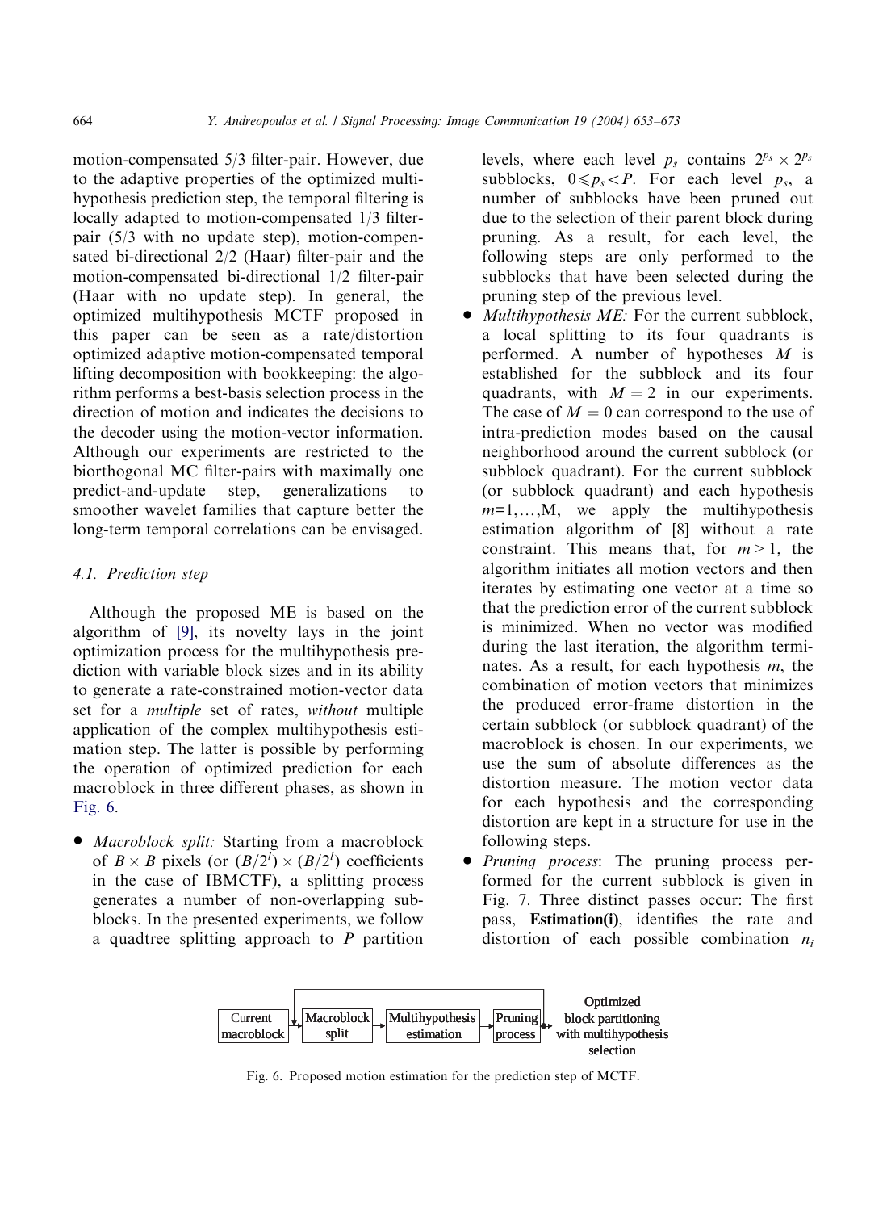motion-compensated 5/3 filter-pair. However, due to the adaptive properties of the optimized multihypothesis prediction step, the temporal filtering is locally adapted to motion-compensated 1/3 filter-pair (5/3 with no update step), motion-compensated bi-directional 2/2 (Haar) filter-pair and the motion-compensated bi-directional 1/2 filter-pair (Haar with no update step). In general, the optimized multihypothesis MCTF proposed in this paper can be seen as a rate/distortion optimized adaptive motion-compensated temporal lifting decomposition with bookkeeping: the algorithm performs a best-basis selection process in the direction of motion and indicates the decisions to the decoder using the motion-vector information. Although our experiments are restricted to the biorthogonal MC filter-pairs with maximally one predict-and-update step, generalizations to smoother wavelet families that capture better the long-term temporal correlations can be envisaged.

### 4.1. Prediction step

Although the proposed ME is based on the algorithm of [9], its novelty lays in the joint optimization process for the multihypothesis prediction with variable block sizes and in its ability to generate a rate-constrained motion-vector data set for a *multiple* set of rates, *without* multiple application of the complex multihypothesis estimation step. The latter is possible by performing the operation of optimized prediction for each macroblock in three different phases, as shown in Fig. 6.

- *Macroblock split:* Starting from a macroblock of $B \times B$ pixels (or $(B/2^l) \times (B/2^l)$ coefficients in the case of IBMCTF), a splitting process generates a number of non-overlapping subblocks. In the presented experiments, we follow a quadtree splitting approach to $P$ partition levels, where each level $p_s$ contains $2^{p_s} \times 2^{p_s}$ subblocks, $0 \leqslant p_s < P$. For each level $p_s$, a number of subblocks have been pruned out due to the selection of their parent block during pruning. As a result, for each level, the following steps are only performed to the subblocks that have been selected during the pruning step of the previous level.
- *Multihypothesis ME:* For the current subblock, a local splitting to its four quadrants is performed. A number of hypotheses $M$ is established for the subblock and its four quadrants, with $M = 2$ in our experiments. The case of $M = 0$ can correspond to the use of intra-prediction modes based on the causal neighborhood around the current subblock (or subblock quadrant). For the current subblock (or subblock quadrant) and each hypothesis $m$=1,…,M, we apply the multihypothesis estimation algorithm of [8] without a rate constraint. This means that, for $m > 1$, the algorithm initiates all motion vectors and then iterates by estimating one vector at a time so that the prediction error of the current subblock is minimized. When no vector was modified during the last iteration, the algorithm terminates. As a result, for each hypothesis $m$, the combination of motion vectors that minimizes the produced error-frame distortion in the certain subblock (or subblock quadrant) of the macroblock is chosen. In our experiments, we use the sum of absolute differences as the distortion measure. The motion vector data for each hypothesis and the corresponding distortion are kept in a structure for use in the following steps.
- *Pruning process*: The pruning process performed for the current subblock is given in Fig. 7. Three distinct passes occur: The first pass, **Estimation(i)**, identifies the rate and distortion of each possible combination $n_i$

Current macroblock → Macroblock split → Multihypothesis estimation → Pruning process → Optimized block partitioning with multihypothesis selection

Fig. 6. Proposed motion estimation for the prediction step of MCTF.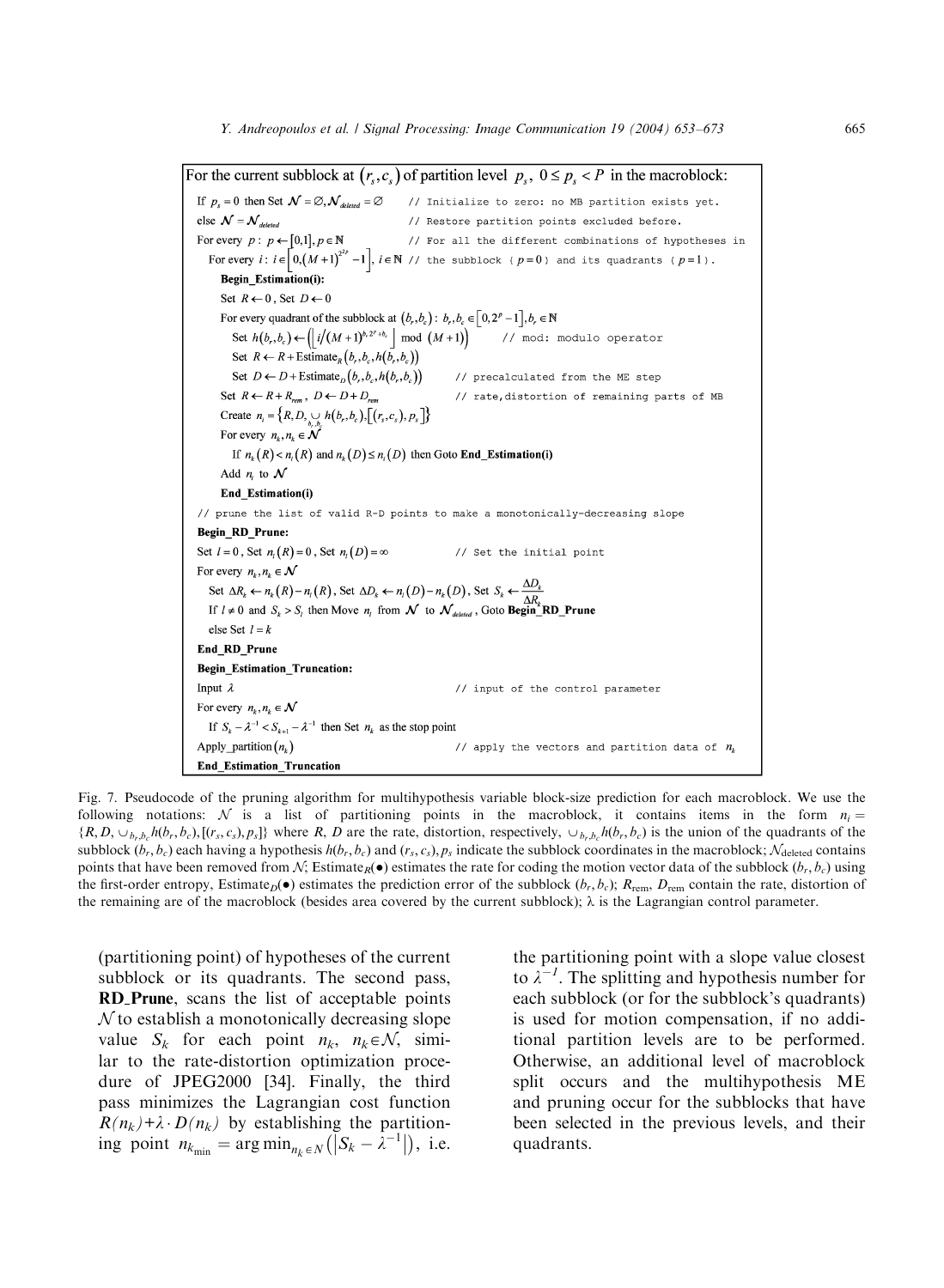```
For the current subblock at (r_s, c_s) of partition level p_s, 0 ≤ p_s < P in the macroblock:
  If p_s = 0 then Set N = ∅, N_deleted = ∅         // Initialize to zero: no MB partition exists yet.
  else N = N_deleted                               // Restore partition points excluded before.
  For every p : p ← [0,1], p ∈ ℕ                   // For all the different combinations of hypotheses in
    For every i : i ∈ [0, (M+1)^(2^(2p)) − 1], i ∈ ℕ  // the subblock ( p=0 ) and its quadrants ( p=1 ).
      Begin_Estimation(i):
      Set R ← 0, Set D ← 0
      For every quadrant of the subblock at (b_r, b_c) : b_r, b_c ∈ [0, 2^p − 1], b_r ∈ ℕ
        Set h(b_r, b_c) ← (⌊ i/(M+1)^(b_r·2^p + b_c) ⌋ mod (M+1))   // mod: modulo operator
        Set R ← R + Estimate_R(b_r, b_c, h(b_r, b_c))
        Set D ← D + Estimate_D(b_r, b_c, h(b_r, b_c))   // precalculated from the ME step
      Set R ← R + R_rem, D ← D + D_rem                 // rate,distortion of remaining parts of MB
      Create n_i = {R, D, ∪_{b_r,b_c} h(b_r, b_c), [(r_s, c_s), p_s]}
      For every n_k, n_k ∈ N
        If n_k(R) < n_i(R) and n_k(D) ≤ n_i(D) then Goto End_Estimation(i)
      Add n_i to N
      End_Estimation(i)
  // prune the list of valid R-D points to make a monotonically-decreasing slope
  Begin_RD_Prune:
  Set l = 0, Set n_l(R) = 0, Set n_l(D) = ∞          // Set the initial point
  For every n_k, n_k ∈ N
    Set ΔR_k ← n_k(R) − n_l(R), Set ΔD_k ← n_l(D) − n_k(D), Set S_k ← ΔD_k / ΔR_k
    If l ≠ 0 and S_k > S_l then Move n_l from N to N_deleted, Goto Begin_RD_Prune
    else Set l = k
  End_RD_Prune
  Begin_Estimation_Truncation:
  Input λ                                          // input of the control parameter
  For every n_k, n_k ∈ N
    If S_k − λ^(−1) < S_(k+1) − λ^(−1) then Set n_k as the stop point
  Apply_partition(n_k)                             // apply the vectors and partition data of n_k
  End_Estimation_Truncation
```

Fig. 7. Pseudocode of the pruning algorithm for multihypothesis variable block-size prediction for each macroblock. We use the following notations: $\mathcal{N}$ is a list of partitioning points in the macroblock, it contains items in the form $n_i = \{R, D, \cup_{b_r,b_c} h(b_r, b_c), [(r_s, c_s), p_s]\}$ where $R$, $D$ are the rate, distortion, respectively, $\cup_{b_r,b_c} h(b_r, b_c)$ is the union of the quadrants of the subblock $(b_r, b_c)$ each having a hypothesis $h(b_r, b_c)$ and $(r_s, c_s)$, $p_s$ indicate the subblock coordinates in the macroblock; $\mathcal{N}_{\text{deleted}}$ contains points that have been removed from $\mathcal{N}$; Estimate$_R(\bullet)$ estimates the rate for coding the motion vector data of the subblock $(b_r, b_c)$ using the first-order entropy, Estimate$_D(\bullet)$ estimates the prediction error of the subblock $(b_r, b_c)$; $R_{\text{rem}}$, $D_{\text{rem}}$ contain the rate, distortion of the remaining are of the macroblock (besides area covered by the current subblock); $\lambda$ is the Lagrangian control parameter.

(partitioning point) of hypotheses of the current subblock or its quadrants. The second pass, **RD_Prune**, scans the list of acceptable points $\mathcal{N}$ to establish a monotonically decreasing slope value $S_k$ for each point $n_k$, $n_k \in \mathcal{N}$, similar to the rate-distortion optimization procedure of JPEG2000 [34]. Finally, the third pass minimizes the Lagrangian cost function $R(n_k)+\lambda \cdot D(n_k)$ by establishing the partitioning point $n_{k_{\min}} = \arg\min_{n_k \in N}(|S_k - \lambda^{-1}|)$, i.e. the partitioning point with a slope value closest to $\lambda^{-1}$. The splitting and hypothesis number for each subblock (or for the subblock's quadrants) is used for motion compensation, if no additional partition levels are to be performed. Otherwise, an additional level of macroblock split occurs and the multihypothesis ME and pruning occur for the subblocks that have been selected in the previous levels, and their quadrants.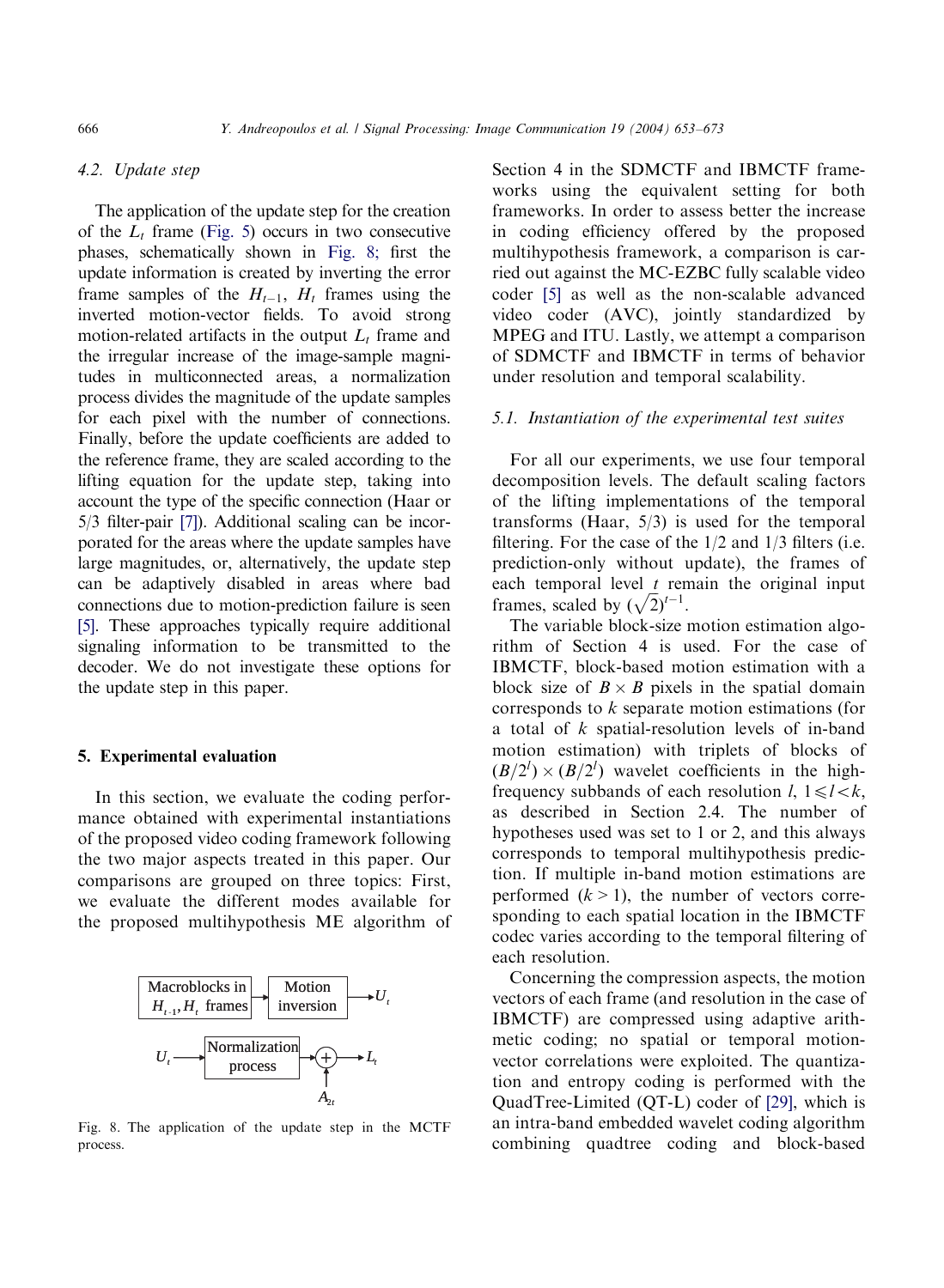### 4.2. Update step

The application of the update step for the creation of the $L_t$ frame (Fig. 5) occurs in two consecutive phases, schematically shown in Fig. 8; first the update information is created by inverting the error frame samples of the $H_{t-1}$, $H_t$ frames using the inverted motion-vector fields. To avoid strong motion-related artifacts in the output $L_t$ frame and the irregular increase of the image-sample magnitudes in multiconnected areas, a normalization process divides the magnitude of the update samples for each pixel with the number of connections. Finally, before the update coefficients are added to the reference frame, they are scaled according to the lifting equation for the update step, taking into account the type of the specific connection (Haar or 5/3 filter-pair [7]). Additional scaling can be incorporated for the areas where the update samples have large magnitudes, or, alternatively, the update step can be adaptively disabled in areas where bad connections due to motion-prediction failure is seen [5]. These approaches typically require additional signaling information to be transmitted to the decoder. We do not investigate these options for the update step in this paper.

## 5. Experimental evaluation

In this section, we evaluate the coding performance obtained with experimental instantiations of the proposed video coding framework following the two major aspects treated in this paper. Our comparisons are grouped on three topics: First, we evaluate the different modes available for the proposed multihypothesis ME algorithm of Section 4 in the SDMCTF and IBMCTF frameworks using the equivalent setting for both frameworks. In order to assess better the increase in coding efficiency offered by the proposed multihypothesis framework, a comparison is carried out against the MC-EZBC fully scalable video coder [5] as well as the non-scalable advanced video coder (AVC), jointly standardized by MPEG and ITU. Lastly, we attempt a comparison of SDMCTF and IBMCTF in terms of behavior under resolution and temporal scalability.

Macroblocks in $H_{t-1}, H_t$ frames → Motion inversion → $U_t$

$U_t$ → Normalization process → (+) ← $A_{2t}$ → $L_t$

Fig. 8. The application of the update step in the MCTF process.

### 5.1. Instantiation of the experimental test suites

For all our experiments, we use four temporal decomposition levels. The default scaling factors of the lifting implementations of the temporal transforms (Haar, 5/3) is used for the temporal filtering. For the case of the 1/2 and 1/3 filters (i.e. prediction-only without update), the frames of each temporal level $t$ remain the original input frames, scaled by $(\sqrt{2})^{t-1}$.

The variable block-size motion estimation algorithm of Section 4 is used. For the case of IBMCTF, block-based motion estimation with a block size of $B \times B$ pixels in the spatial domain corresponds to $k$ separate motion estimations (for a total of $k$ spatial-resolution levels of in-band motion estimation) with triplets of blocks of $(B/2^l) \times (B/2^l)$ wavelet coefficients in the high-frequency subbands of each resolution $l$, $1 \leqslant l < k$, as described in Section 2.4. The number of hypotheses used was set to 1 or 2, and this always corresponds to temporal multihypothesis prediction. If multiple in-band motion estimations are performed ($k > 1$), the number of vectors corresponding to each spatial location in the IBMCTF codec varies according to the temporal filtering of each resolution.

Concerning the compression aspects, the motion vectors of each frame (and resolution in the case of IBMCTF) are compressed using adaptive arithmetic coding; no spatial or temporal motion-vector correlations were exploited. The quantization and entropy coding is performed with the QuadTree-Limited (QT-L) coder of [29], which is an intra-band embedded wavelet coding algorithm combining quadtree coding and block-based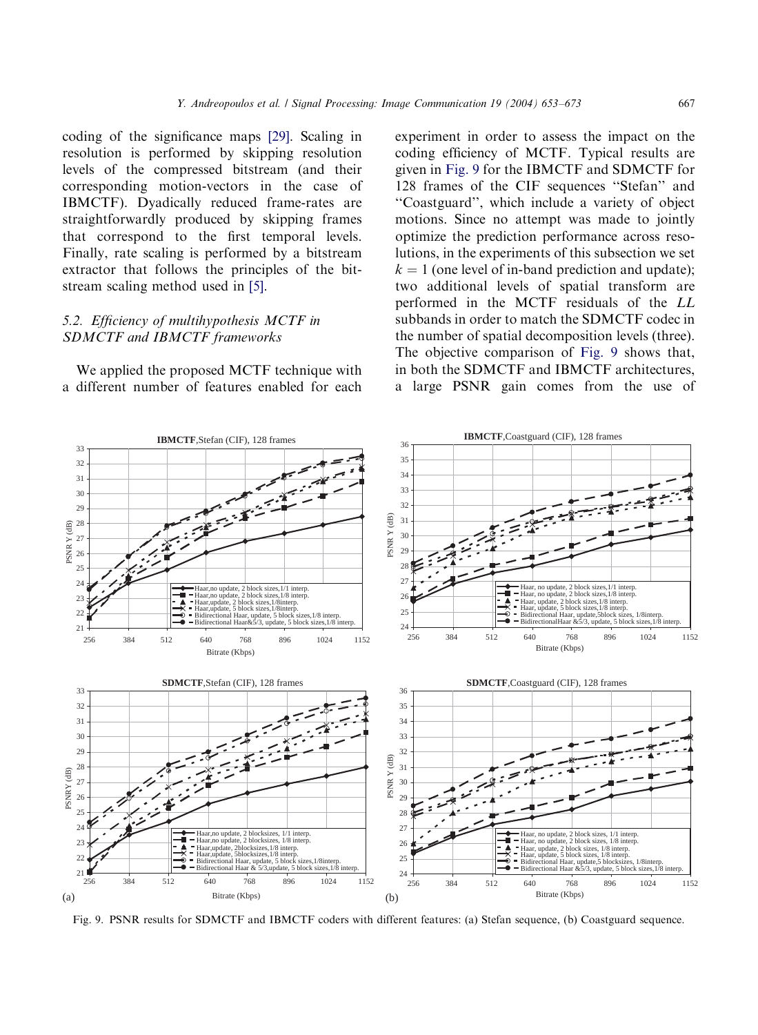coding of the significance maps [29]. Scaling in resolution is performed by skipping resolution levels of the compressed bitstream (and their corresponding motion-vectors in the case of IBMCTF). Dyadically reduced frame-rates are straightforwardly produced by skipping frames that correspond to the first temporal levels. Finally, rate scaling is performed by a bitstream extractor that follows the principles of the bitstream scaling method used in [5].

## 5.2. Efficiency of multihypothesis MCTF in SDMCTF and IBMCTF frameworks

We applied the proposed MCTF technique with a different number of features enabled for each experiment in order to assess the impact on the coding efficiency of MCTF. Typical results are given in Fig. 9 for the IBMCTF and SDMCTF for 128 frames of the CIF sequences "Stefan" and "Coastguard", which include a variety of object motions. Since no attempt was made to jointly optimize the prediction performance across resolutions, in the experiments of this subsection we set $k = 1$ (one level of in-band prediction and update); two additional levels of spatial transform are performed in the MCTF residuals of the *LL* subbands in order to match the SDMCTF codec in the number of spatial decomposition levels (three). The objective comparison of Fig. 9 shows that, in both the SDMCTF and IBMCTF architectures, a large PSNR gain comes from the use of

Fig. 9. PSNR results for SDMCTF and IBMCTF coders with different features: (a) Stefan sequence, (b) Coastguard sequence.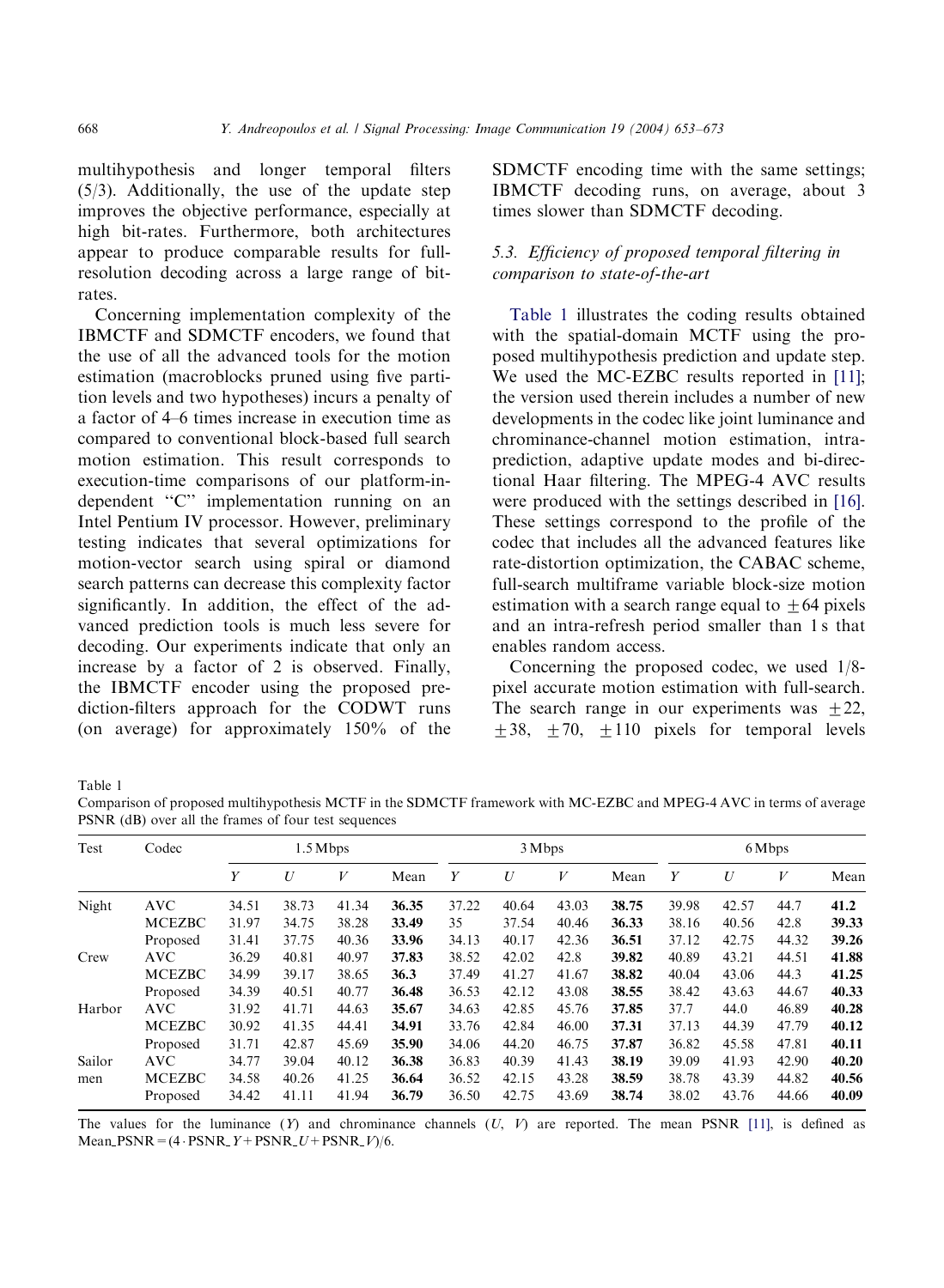multihypothesis and longer temporal filters (5/3). Additionally, the use of the update step improves the objective performance, especially at high bit-rates. Furthermore, both architectures appear to produce comparable results for full-resolution decoding across a large range of bit-rates.

Concerning implementation complexity of the IBMCTF and SDMCTF encoders, we found that the use of all the advanced tools for the motion estimation (macroblocks pruned using five partition levels and two hypotheses) incurs a penalty of a factor of 4–6 times increase in execution time as compared to conventional block-based full search motion estimation. This result corresponds to execution-time comparisons of our platform-independent "C" implementation running on an Intel Pentium IV processor. However, preliminary testing indicates that several optimizations for motion-vector search using spiral or diamond search patterns can decrease this complexity factor significantly. In addition, the effect of the advanced prediction tools is much less severe for decoding. Our experiments indicate that only an increase by a factor of 2 is observed. Finally, the IBMCTF encoder using the proposed prediction-filters approach for the CODWT runs (on average) for approximately 150% of the SDMCTF encoding time with the same settings; IBMCTF decoding runs, on average, about 3 times slower than SDMCTF decoding.

### 5.3. Efficiency of proposed temporal filtering in comparison to state-of-the-art

Table 1 illustrates the coding results obtained with the spatial-domain MCTF using the proposed multihypothesis prediction and update step. We used the MC-EZBC results reported in [11]; the version used therein includes a number of new developments in the codec like joint luminance and chrominance-channel motion estimation, intra-prediction, adaptive update modes and bi-directional Haar filtering. The MPEG-4 AVC results were produced with the settings described in [16]. These settings correspond to the profile of the codec that includes all the advanced features like rate-distortion optimization, the CABAC scheme, full-search multiframe variable block-size motion estimation with a search range equal to $\pm 64$ pixels and an intra-refresh period smaller than 1 s that enables random access.

Concerning the proposed codec, we used 1/8-pixel accurate motion estimation with full-search. The search range in our experiments was $\pm 22$, $\pm 38$, $\pm 70$, $\pm 110$ pixels for temporal levels

Table 1
Comparison of proposed multihypothesis MCTF in the SDMCTF framework with MC-EZBC and MPEG-4 AVC in terms of average PSNR (dB) over all the frames of four test sequences

| Test | Codec | 1.5 Mbps | | | | 3 Mbps | | | | 6 Mbps | | | |
|---|---|---|---|---|---|---|---|---|---|---|---|---|---|
| | | $Y$ | $U$ | $V$ | Mean | $Y$ | $U$ | $V$ | Mean | $Y$ | $U$ | $V$ | Mean |
| Night | AVC | 34.51 | 38.73 | 41.34 | **36.35** | 37.22 | 40.64 | 43.03 | **38.75** | 39.98 | 42.57 | 44.7 | **41.2** |
| | MCEZBC | 31.97 | 34.75 | 38.28 | **33.49** | 35 | 37.54 | 40.46 | **36.33** | 38.16 | 40.56 | 42.8 | **39.33** |
| | Proposed | 31.41 | 37.75 | 40.36 | **33.96** | 34.13 | 40.17 | 42.36 | **36.51** | 37.12 | 42.75 | 44.32 | **39.26** |
| Crew | AVC | 36.29 | 40.81 | 40.97 | **37.83** | 38.52 | 42.02 | 42.8 | **39.82** | 40.89 | 43.21 | 44.51 | **41.88** |
| | MCEZBC | 34.99 | 39.17 | 38.65 | **36.3** | 37.49 | 41.27 | 41.67 | **38.82** | 40.04 | 43.06 | 44.3 | **41.25** |
| | Proposed | 34.39 | 40.51 | 40.77 | **36.48** | 36.53 | 42.12 | 43.08 | **38.55** | 38.42 | 43.63 | 44.67 | **40.33** |
| Harbor | AVC | 31.92 | 41.71 | 44.63 | **35.67** | 34.63 | 42.85 | 45.76 | **37.85** | 37.7 | 44.0 | 46.89 | **40.28** |
| | MCEZBC | 30.92 | 41.35 | 44.41 | **34.91** | 33.76 | 42.84 | 46.00 | **37.31** | 37.13 | 44.39 | 47.79 | **40.12** |
| | Proposed | 31.71 | 42.87 | 45.69 | **35.90** | 34.06 | 44.20 | 46.75 | **37.87** | 36.82 | 45.58 | 47.81 | **40.11** |
| Sailor men | AVC | 34.77 | 39.04 | 40.12 | **36.38** | 36.83 | 40.39 | 41.43 | **38.19** | 39.09 | 41.93 | 42.90 | **40.20** |
| | MCEZBC | 34.58 | 40.26 | 41.25 | **36.64** | 36.52 | 42.15 | 43.28 | **38.59** | 38.78 | 43.39 | 44.82 | **40.56** |
| | Proposed | 34.42 | 41.11 | 41.94 | **36.79** | 36.50 | 42.75 | 43.69 | **38.74** | 38.02 | 43.76 | 44.66 | **40.09** |

The values for the luminance ($Y$) and chrominance channels ($U$, $V$) are reported. The mean PSNR [11], is defined as $\text{Mean\_PSNR} = (4 \cdot \text{PSNR\_}Y + \text{PSNR\_}U + \text{PSNR\_}V)/6$.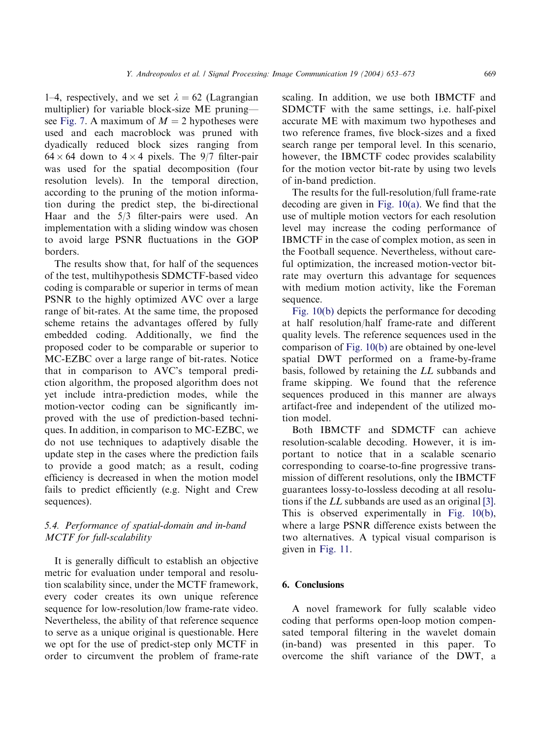1–4, respectively, and we set $\lambda = 62$ (Lagrangian multiplier) for variable block-size ME pruning—see Fig. 7. A maximum of $M = 2$ hypotheses were used and each macroblock was pruned with dyadically reduced block sizes ranging from $64 \times 64$ down to $4 \times 4$ pixels. The 9/7 filter-pair was used for the spatial decomposition (four resolution levels). In the temporal direction, according to the pruning of the motion information during the predict step, the bi-directional Haar and the 5/3 filter-pairs were used. An implementation with a sliding window was chosen to avoid large PSNR fluctuations in the GOP borders.

The results show that, for half of the sequences of the test, multihypothesis SDMCTF-based video coding is comparable or superior in terms of mean PSNR to the highly optimized AVC over a large range of bit-rates. At the same time, the proposed scheme retains the advantages offered by fully embedded coding. Additionally, we find the proposed coder to be comparable or superior to MC-EZBC over a large range of bit-rates. Notice that in comparison to AVC's temporal prediction algorithm, the proposed algorithm does not yet include intra-prediction modes, while the motion-vector coding can be significantly improved with the use of prediction-based techniques. In addition, in comparison to MC-EZBC, we do not use techniques to adaptively disable the update step in the cases where the prediction fails to provide a good match; as a result, coding efficiency is decreased in when the motion model fails to predict efficiently (e.g. Night and Crew sequences).

### 5.4. Performance of spatial-domain and in-band MCTF for full-scalability

It is generally difficult to establish an objective metric for evaluation under temporal and resolution scalability since, under the MCTF framework, every coder creates its own unique reference sequence for low-resolution/low frame-rate video. Nevertheless, the ability of that reference sequence to serve as a unique original is questionable. Here we opt for the use of predict-step only MCTF in order to circumvent the problem of frame-rate scaling. In addition, we use both IBMCTF and SDMCTF with the same settings, i.e. half-pixel accurate ME with maximum two hypotheses and two reference frames, five block-sizes and a fixed search range per temporal level. In this scenario, however, the IBMCTF codec provides scalability for the motion vector bit-rate by using two levels of in-band prediction.

The results for the full-resolution/full frame-rate decoding are given in Fig. 10(a). We find that the use of multiple motion vectors for each resolution level may increase the coding performance of IBMCTF in the case of complex motion, as seen in the Football sequence. Nevertheless, without careful optimization, the increased motion-vector bit-rate may overturn this advantage for sequences with medium motion activity, like the Foreman sequence.

Fig. 10(b) depicts the performance for decoding at half resolution/half frame-rate and different quality levels. The reference sequences used in the comparison of Fig. 10(b) are obtained by one-level spatial DWT performed on a frame-by-frame basis, followed by retaining the *LL* subbands and frame skipping. We found that the reference sequences produced in this manner are always artifact-free and independent of the utilized motion model.

Both IBMCTF and SDMCTF can achieve resolution-scalable decoding. However, it is important to notice that in a scalable scenario corresponding to coarse-to-fine progressive transmission of different resolutions, only the IBMCTF guarantees lossy-to-lossless decoding at all resolutions if the *LL* subbands are used as an original [3]. This is observed experimentally in Fig. 10(b), where a large PSNR difference exists between the two alternatives. A typical visual comparison is given in Fig. 11.

## 6. Conclusions

A novel framework for fully scalable video coding that performs open-loop motion compensated temporal filtering in the wavelet domain (in-band) was presented in this paper. To overcome the shift variance of the DWT, a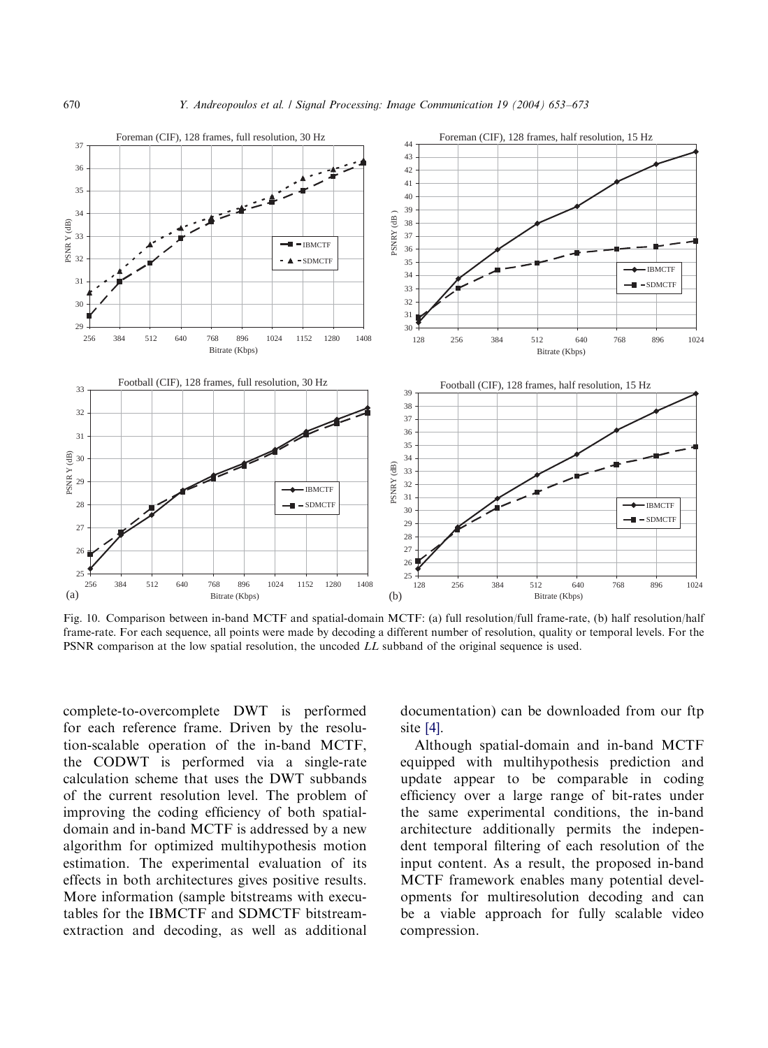Fig. 10. Comparison between in-band MCTF and spatial-domain MCTF: (a) full resolution/full frame-rate, (b) half resolution/half frame-rate. For each sequence, all points were made by decoding a different number of resolution, quality or temporal levels. For the PSNR comparison at the low spatial resolution, the uncoded *LL* subband of the original sequence is used.

complete-to-overcomplete DWT is performed for each reference frame. Driven by the resolution-scalable operation of the in-band MCTF, the CODWT is performed via a single-rate calculation scheme that uses the DWT subbands of the current resolution level. The problem of improving the coding efficiency of both spatial-domain and in-band MCTF is addressed by a new algorithm for optimized multihypothesis motion estimation. The experimental evaluation of its effects in both architectures gives positive results. More information (sample bitstreams with executables for the IBMCTF and SDMCTF bitstream-extraction and decoding, as well as additional documentation) can be downloaded from our ftp site [4].

Although spatial-domain and in-band MCTF equipped with multihypothesis prediction and update appear to be comparable in coding efficiency over a large range of bit-rates under the same experimental conditions, the in-band architecture additionally permits the independent temporal filtering of each resolution of the input content. As a result, the proposed in-band MCTF framework enables many potential developments for multiresolution decoding and can be a viable approach for fully scalable video compression.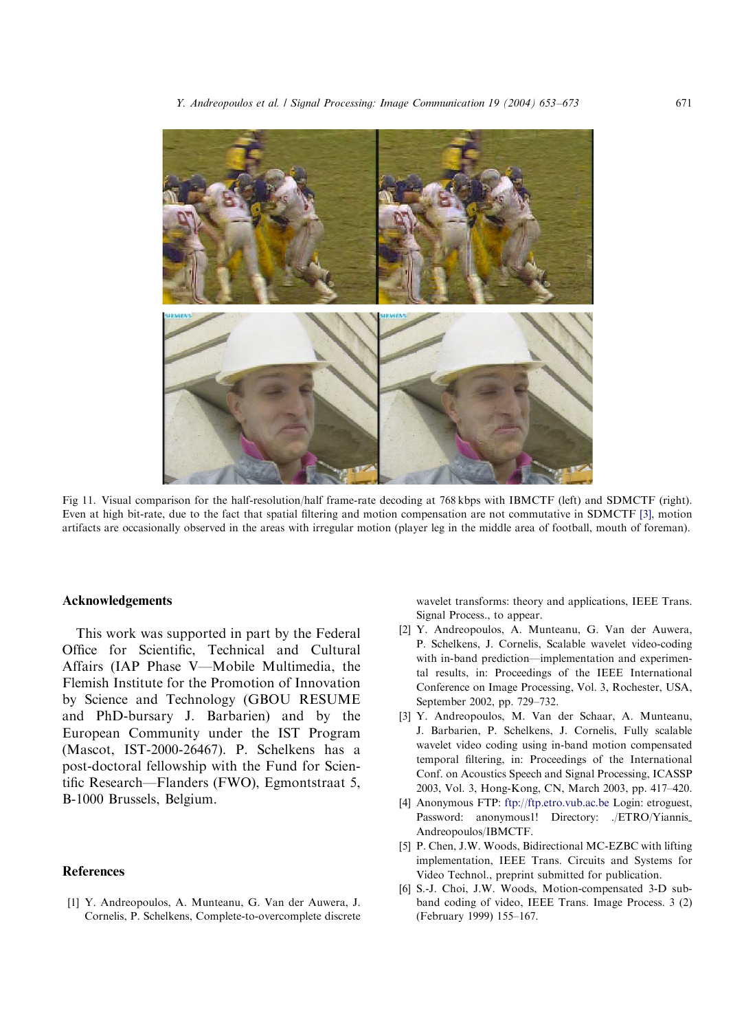Fig 11. Visual comparison for the half-resolution/half frame-rate decoding at 768 kbps with IBMCTF (left) and SDMCTF (right). Even at high bit-rate, due to the fact that spatial filtering and motion compensation are not commutative in SDMCTF [3], motion artifacts are occasionally observed in the areas with irregular motion (player leg in the middle area of football, mouth of foreman).

## Acknowledgements

This work was supported in part by the Federal Office for Scientific, Technical and Cultural Affairs (IAP Phase V—Mobile Multimedia, the Flemish Institute for the Promotion of Innovation by Science and Technology (GBOU RESUME and PhD-bursary J. Barbarien) and by the European Community under the IST Program (Mascot, IST-2000-26467). P. Schelkens has a post-doctoral fellowship with the Fund for Scientific Research—Flanders (FWO), Egmontstraat 5, B-1000 Brussels, Belgium.

## References

[1] Y. Andreopoulos, A. Munteanu, G. Van der Auwera, J. Cornelis, P. Schelkens, Complete-to-overcomplete discrete wavelet transforms: theory and applications, IEEE Trans. Signal Process., to appear.

[2] Y. Andreopoulos, A. Munteanu, G. Van der Auwera, P. Schelkens, J. Cornelis, Scalable wavelet video-coding with in-band prediction—implementation and experimental results, in: Proceedings of the IEEE International Conference on Image Processing, Vol. 3, Rochester, USA, September 2002, pp. 729–732.

[3] Y. Andreopoulos, M. Van der Schaar, A. Munteanu, J. Barbarien, P. Schelkens, J. Cornelis, Fully scalable wavelet video coding using in-band motion compensated temporal filtering, in: Proceedings of the International Conf. on Acoustics Speech and Signal Processing, ICASSP 2003, Vol. 3, Hong-Kong, CN, March 2003, pp. 417–420.

[4] Anonymous FTP: ftp://ftp.etro.vub.ac.be Login: etroguest, Password: anonymous1! Directory: ./ETRO/Yiannis_Andreopoulos/IBMCTF.

[5] P. Chen, J.W. Woods, Bidirectional MC-EZBC with lifting implementation, IEEE Trans. Circuits and Systems for Video Technol., preprint submitted for publication.

[6] S.-J. Choi, J.W. Woods, Motion-compensated 3-D subband coding of video, IEEE Trans. Image Process. 3 (2) (February 1999) 155–167.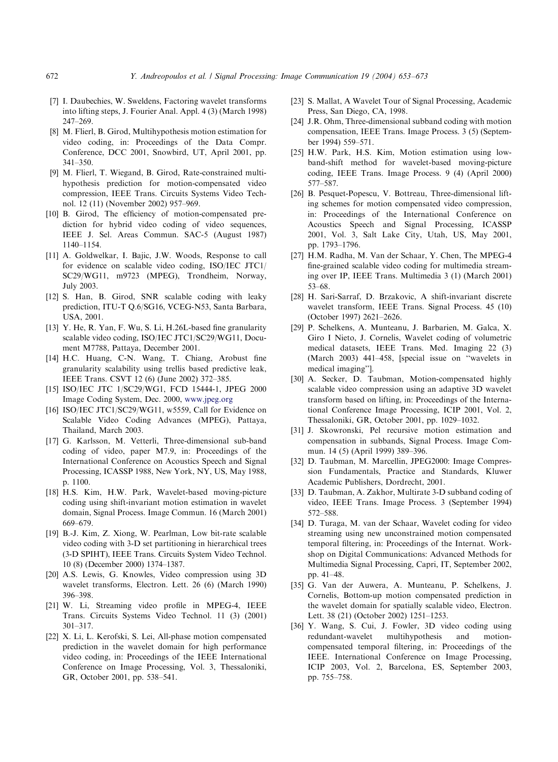[7] I. Daubechies, W. Sweldens, Factoring wavelet transforms into lifting steps, J. Fourier Anal. Appl. 4 (3) (March 1998) 247–269.

[8] M. Flierl, B. Girod, Multihypothesis motion estimation for video coding, in: Proceedings of the Data Compr. Conference, DCC 2001, Snowbird, UT, April 2001, pp. 341–350.

[9] M. Flierl, T. Wiegand, B. Girod, Rate-constrained multihypothesis prediction for motion-compensated video compression, IEEE Trans. Circuits Systems Video Technol. 12 (11) (November 2002) 957–969.

[10] B. Girod, The efficiency of motion-compensated prediction for hybrid video coding of video sequences, IEEE J. Sel. Areas Commun. SAC-5 (August 1987) 1140–1154.

[11] A. Goldwelkar, I. Bajic, J.W. Woods, Response to call for evidence on scalable video coding, ISO/IEC JTC1/SC29/WG11, m9723 (MPEG), Trondheim, Norway, July 2003.

[12] S. Han, B. Girod, SNR scalable coding with leaky prediction, ITU-T Q.6/SG16, VCEG-N53, Santa Barbara, USA, 2001.

[13] Y. He, R. Yan, F. Wu, S. Li, H.26L-based fine granularity scalable video coding, ISO/IEC JTC1/SC29/WG11, Document M7788, Pattaya, December 2001.

[14] H.C. Huang, C-N. Wang, T. Chiang, Arobust fine granularity scalability using trellis based predictive leak, IEEE Trans. CSVT 12 (6) (June 2002) 372–385.

[15] ISO/IEC JTC 1/SC29/WG1, FCD 15444-1, JPEG 2000 Image Coding System, Dec. 2000, www.jpeg.org

[16] ISO/IEC JTC1/SC29/WG11, w5559, Call for Evidence on Scalable Video Coding Advances (MPEG), Pattaya, Thailand, March 2003.

[17] G. Karlsson, M. Vetterli, Three-dimensional sub-band coding of video, paper M7.9, in: Proceedings of the International Conference on Acoustics Speech and Signal Processing, ICASSP 1988, New York, NY, US, May 1988, p. 1100.

[18] H.S. Kim, H.W. Park, Wavelet-based moving-picture coding using shift-invariant motion estimation in wavelet domain, Signal Process. Image Commun. 16 (March 2001) 669–679.

[19] B.-J. Kim, Z. Xiong, W. Pearlman, Low bit-rate scalable video coding with 3-D set partitioning in hierarchical trees (3-D SPIHT), IEEE Trans. Circuits System Video Technol. 10 (8) (December 2000) 1374–1387.

[20] A.S. Lewis, G. Knowles, Video compression using 3D wavelet transforms, Electron. Lett. 26 (6) (March 1990) 396–398.

[21] W. Li, Streaming video profile in MPEG-4, IEEE Trans. Circuits Systems Video Technol. 11 (3) (2001) 301–317.

[22] X. Li, L. Kerofski, S. Lei, All-phase motion compensated prediction in the wavelet domain for high performance video coding, in: Proceedings of the IEEE International Conference on Image Processing, Vol. 3, Thessaloniki, GR, October 2001, pp. 538–541.

[23] S. Mallat, A Wavelet Tour of Signal Processing, Academic Press, San Diego, CA, 1998.

[24] J.R. Ohm, Three-dimensional subband coding with motion compensation, IEEE Trans. Image Process. 3 (5) (September 1994) 559–571.

[25] H.W. Park, H.S. Kim, Motion estimation using low-band-shift method for wavelet-based moving-picture coding, IEEE Trans. Image Process. 9 (4) (April 2000) 577–587.

[26] B. Pesquet-Popescu, V. Bottreau, Three-dimensional lifting schemes for motion compensated video compression, in: Proceedings of the International Conference on Acoustics Speech and Signal Processing, ICASSP 2001, Vol. 3, Salt Lake City, Utah, US, May 2001, pp. 1793–1796.

[27] H.M. Radha, M. Van der Schaar, Y. Chen, The MPEG-4 fine-grained scalable video coding for multimedia streaming over IP, IEEE Trans. Multimedia 3 (1) (March 2001) 53–68.

[28] H. Sari-Sarraf, D. Brzakovic, A shift-invariant discrete wavelet transform, IEEE Trans. Signal Process. 45 (10) (October 1997) 2621–2626.

[29] P. Schelkens, A. Munteanu, J. Barbarien, M. Galca, X. Giro I Nieto, J. Cornelis, Wavelet coding of volumetric medical datasets, IEEE Trans. Med. Imaging 22 (3) (March 2003) 441–458, [special issue on ''wavelets in medical imaging''].

[30] A. Secker, D. Taubman, Motion-compensated highly scalable video compression using an adaptive 3D wavelet transform based on lifting, in: Proceedings of the International Conference Image Processing, ICIP 2001, Vol. 2, Thessaloniki, GR, October 2001, pp. 1029–1032.

[31] J. Skowronski, Pel recursive motion estimation and compensation in subbands, Signal Process. Image Commun. 14 (5) (April 1999) 389–396.

[32] D. Taubman, M. Marcellin, JPEG2000: Image Compression Fundamentals, Practice and Standards, Kluwer Academic Publishers, Dordrecht, 2001.

[33] D. Taubman, A. Zakhor, Multirate 3-D subband coding of video, IEEE Trans. Image Process. 3 (September 1994) 572–588.

[34] D. Turaga, M. van der Schaar, Wavelet coding for video streaming using new unconstrained motion compensated temporal filtering, in: Proceedings of the Internat. Workshop on Digital Communications: Advanced Methods for Multimedia Signal Processing, Capri, IT, September 2002, pp. 41–48.

[35] G. Van der Auwera, A. Munteanu, P. Schelkens, J. Cornelis, Bottom-up motion compensated prediction in the wavelet domain for spatially scalable video, Electron. Lett. 38 (21) (October 2002) 1251–1253.

[36] Y. Wang, S. Cui, J. Fowler, 3D video coding using redundant-wavelet multihypothesis and motion-compensated temporal filtering, in: Proceedings of the IEEE. International Conference on Image Processing, ICIP 2003, Vol. 2, Barcelona, ES, September 2003, pp. 755–758.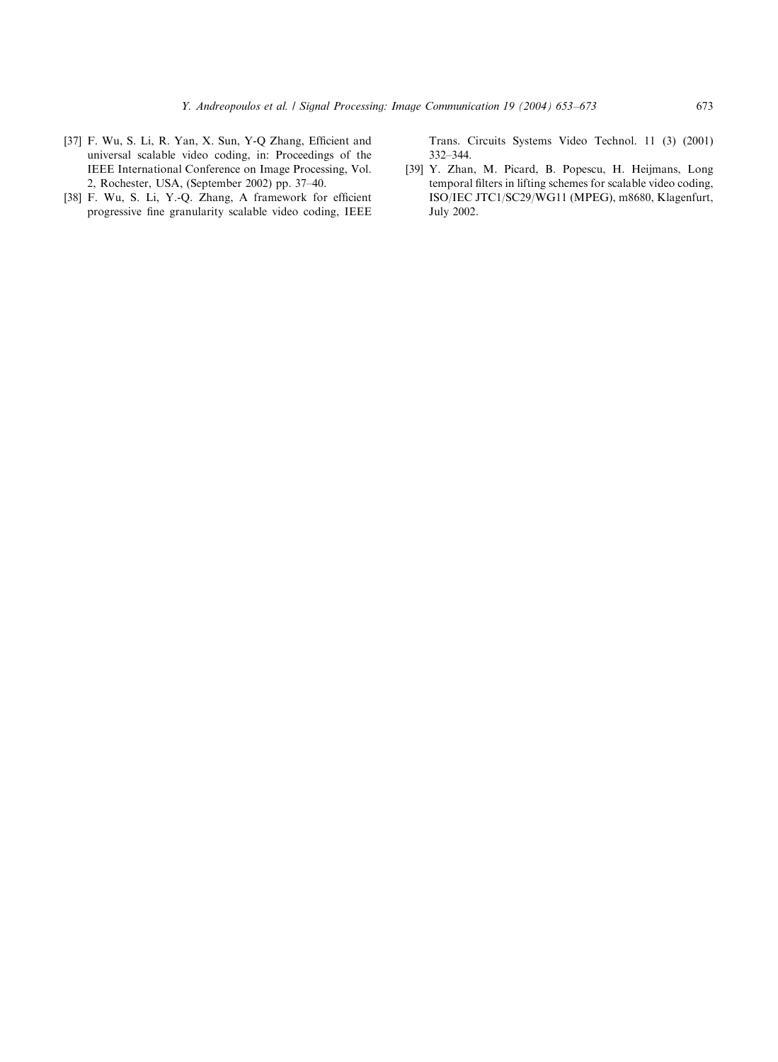[37] F. Wu, S. Li, R. Yan, X. Sun, Y-Q Zhang, Efficient and universal scalable video coding, in: Proceedings of the IEEE International Conference on Image Processing, Vol. 2, Rochester, USA, (September 2002) pp. 37–40.

[38] F. Wu, S. Li, Y.-Q. Zhang, A framework for efficient progressive fine granularity scalable video coding, IEEE Trans. Circuits Systems Video Technol. 11 (3) (2001) 332–344.

[39] Y. Zhan, M. Picard, B. Popescu, H. Heijmans, Long temporal filters in lifting schemes for scalable video coding, ISO/IEC JTC1/SC29/WG11 (MPEG), m8680, Klagenfurt, July 2002.